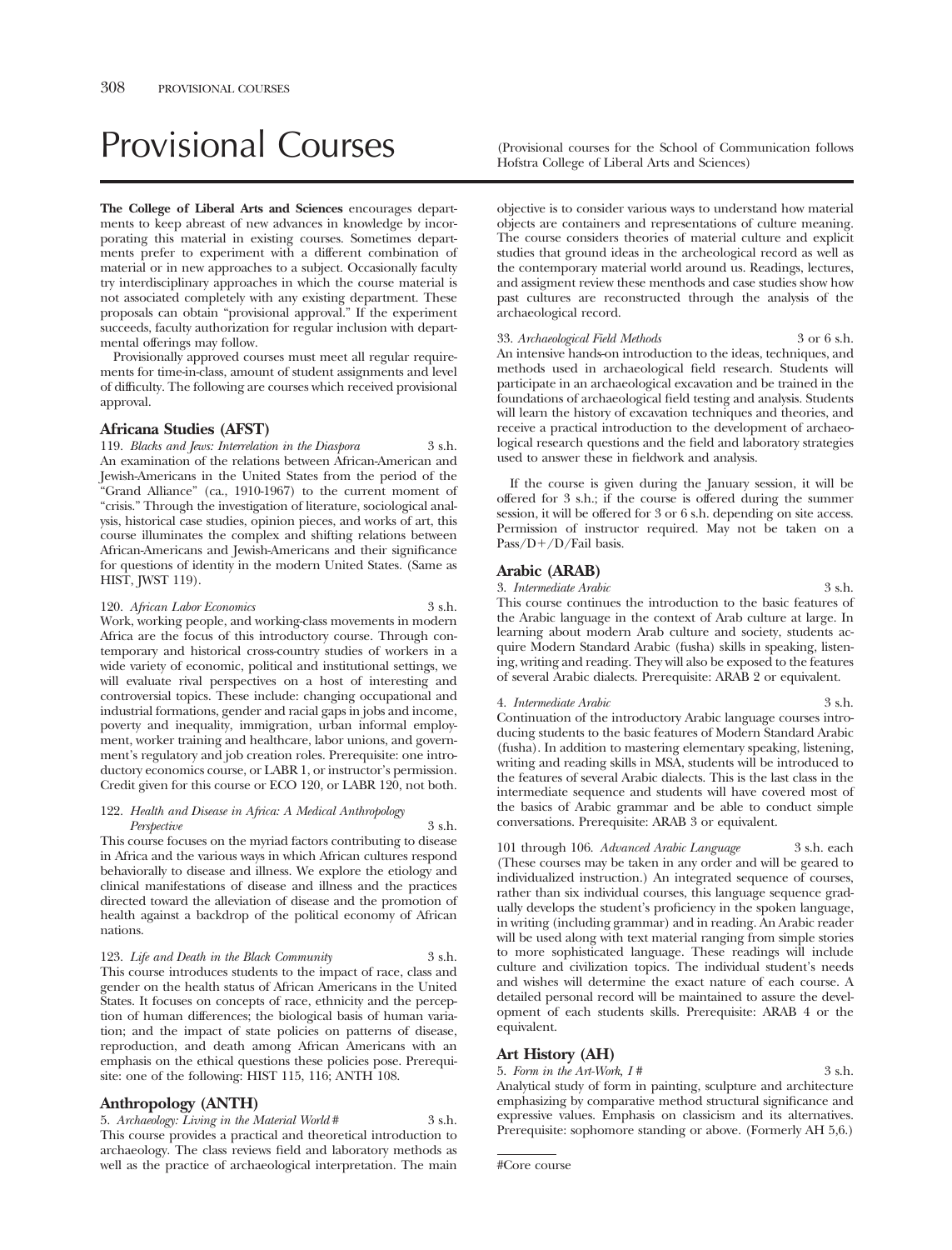# Provisional Courses

(Provisional courses for the School of Communication follows Hofstra College of Liberal Arts and Sciences)

**The College of Liberal Arts and Sciences** encourages departments to keep abreast of new advances in knowledge by incorporating this material in existing courses. Sometimes departments prefer to experiment with a different combination of material or in new approaches to a subject. Occasionally faculty try interdisciplinary approaches in which the course material is not associated completely with any existing department. These proposals can obtain "provisional approval." If the experiment succeeds, faculty authorization for regular inclusion with departmental offerings may follow.

Provisionally approved courses must meet all regular requirements for time-in-class, amount of student assignments and level of difficulty. The following are courses which received provisional approval.

## Africana Studies (AFST)

119. *Blacks and Jews: Interrelation in the Diaspora* 3 s.h.
An examination of the relations between African-American and Jewish-Americans in the United States from the period of the "Grand Alliance" (ca., 1910-1967) to the current moment of "crisis." Through the investigation of literature, sociological analysis, historical case studies, opinion pieces, and works of art, this course illuminates the complex and shifting relations between African-Americans and Jewish-Americans and their significance for questions of identity in the modern United States. (Same as HIST, JWST 119).

120. *African Labor Economics* 3 s.h.
Work, working people, and working-class movements in modern Africa are the focus of this introductory course. Through contemporary and historical cross-country studies of workers in a wide variety of economic, political and institutional settings, we will evaluate rival perspectives on a host of interesting and controversial topics. These include: changing occupational and industrial formations, gender and racial gaps in jobs and income, poverty and inequality, immigration, urban informal employment, worker training and healthcare, labor unions, and government's regulatory and job creation roles. Prerequisite: one introductory economics course, or LABR 1, or instructor's permission. Credit given for this course or ECO 120, or LABR 120, not both.

122. *Health and Disease in Africa: A Medical Anthropology Perspective* 3 s.h.
This course focuses on the myriad factors contributing to disease in Africa and the various ways in which African cultures respond behaviorally to disease and illness. We explore the etiology and clinical manifestations of disease and illness and the practices directed toward the alleviation of disease and the promotion of health against a backdrop of the political economy of African nations.

123. *Life and Death in the Black Community* 3 s.h.
This course introduces students to the impact of race, class and gender on the health status of African Americans in the United States. It focuses on concepts of race, ethnicity and the perception of human differences; the biological basis of human variation; and the impact of state policies on patterns of disease, reproduction, and death among African Americans with an emphasis on the ethical questions these policies pose. Prerequisite: one of the following: HIST 115, 116; ANTH 108.

## Anthropology (ANTH)

5. *Archaeology: Living in the Material World* # 3 s.h.
This course provides a practical and theoretical introduction to archaeology. The class reviews field and laboratory methods as well as the practice of archaeological interpretation. The main objective is to consider various ways to understand how material objects are containers and representations of culture meaning. The course considers theories of material culture and explicit studies that ground ideas in the archeological record as well as the contemporary material world around us. Readings, lectures, and assigment review these menthods and case studies show how past cultures are reconstructed through the analysis of the archaeological record.

33. *Archaeological Field Methods* 3 or 6 s.h.
An intensive hands-on introduction to the ideas, techniques, and methods used in archaeological field research. Students will participate in an archaeological excavation and be trained in the foundations of archaeological field testing and analysis. Students will learn the history of excavation techniques and theories, and receive a practical introduction to the development of archaeological research questions and the field and laboratory strategies used to answer these in fieldwork and analysis.

If the course is given during the January session, it will be offered for 3 s.h.; if the course is offered during the summer session, it will be offered for 3 or 6 s.h. depending on site access. Permission of instructor required. May not be taken on a Pass/D+/D/Fail basis.

## Arabic (ARAB)

3. *Intermediate Arabic* 3 s.h.
This course continues the introduction to the basic features of the Arabic language in the context of Arab culture at large. In learning about modern Arab culture and society, students acquire Modern Standard Arabic (fusha) skills in speaking, listening, writing and reading. They will also be exposed to the features of several Arabic dialects. Prerequisite: ARAB 2 or equivalent.

4. *Intermediate Arabic* 3 s.h.
Continuation of the introductory Arabic language courses introducing students to the basic features of Modern Standard Arabic (fusha). In addition to mastering elementary speaking, listening, writing and reading skills in MSA, students will be introduced to the features of several Arabic dialects. This is the last class in the intermediate sequence and students will have covered most of the basics of Arabic grammar and be able to conduct simple conversations. Prerequisite: ARAB 3 or equivalent.

101 through 106. *Advanced Arabic Language* 3 s.h. each
(These courses may be taken in any order and will be geared to individualized instruction.) An integrated sequence of courses, rather than six individual courses, this language sequence gradually develops the student's proficiency in the spoken language, in writing (including grammar) and in reading. An Arabic reader will be used along with text material ranging from simple stories to more sophisticated language. These readings will include culture and civilization topics. The individual student's needs and wishes will determine the exact nature of each course. A detailed personal record will be maintained to assure the development of each students skills. Prerequisite: ARAB 4 or the equivalent.

## Art History (AH)

5. *Form in the Art-Work, I* # 3 s.h.
Analytical study of form in painting, sculpture and architecture emphasizing by comparative method structural significance and expressive values. Emphasis on classicism and its alternatives. Prerequisite: sophomore standing or above. (Formerly AH 5,6.)

#Core course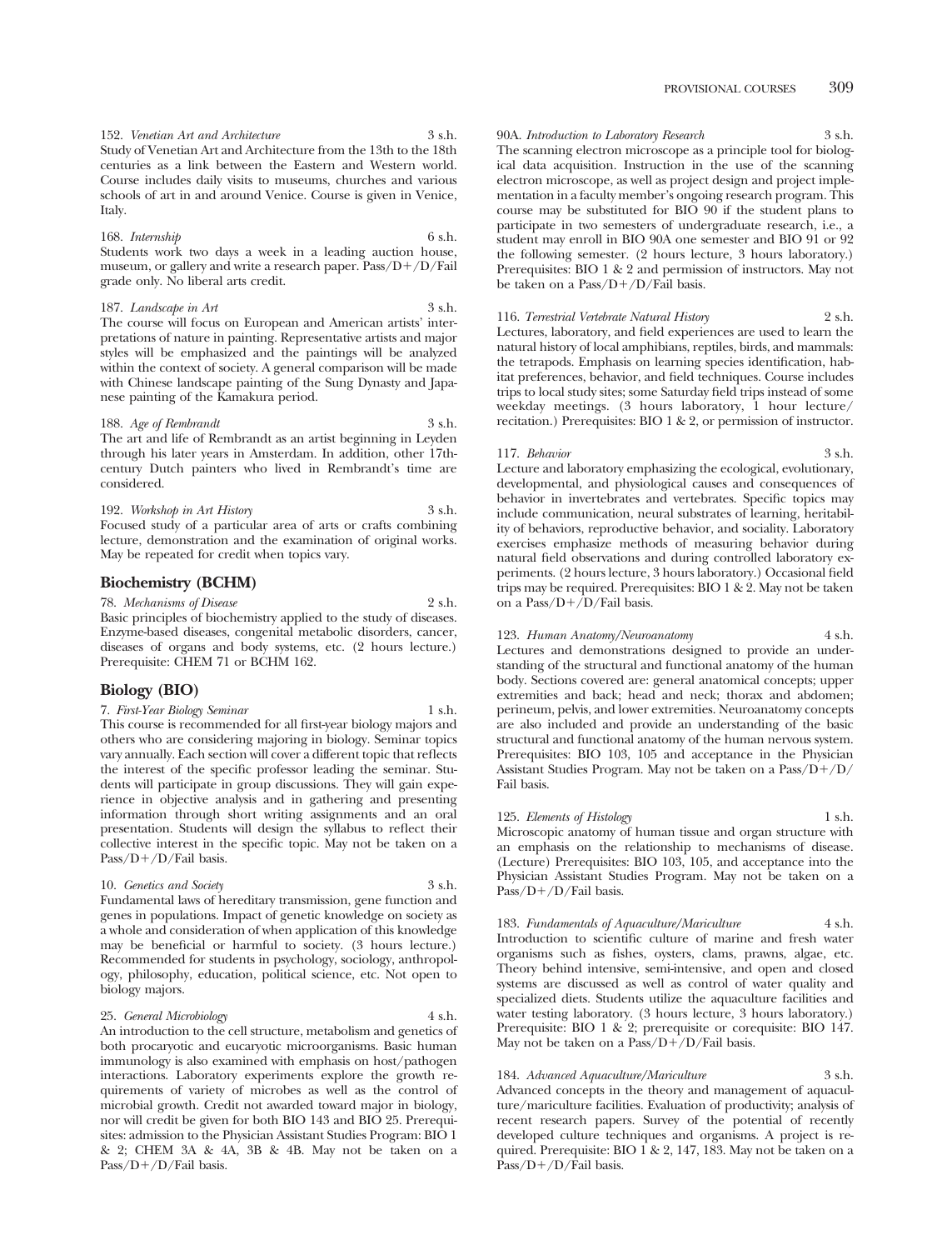152. *Venetian Art and Architecture* 3 s.h.
Study of Venetian Art and Architecture from the 13th to the 18th centuries as a link between the Eastern and Western world. Course includes daily visits to museums, churches and various schools of art in and around Venice. Course is given in Venice, Italy.

168. *Internship* 6 s.h.
Students work two days a week in a leading auction house, museum, or gallery and write a research paper. Pass/D+/D/Fail grade only. No liberal arts credit.

187. *Landscape in Art* 3 s.h.
The course will focus on European and American artists' interpretations of nature in painting. Representative artists and major styles will be emphasized and the paintings will be analyzed within the context of society. A general comparison will be made with Chinese landscape painting of the Sung Dynasty and Japanese painting of the Kamakura period.

188. *Age of Rembrandt* 3 s.h.
The art and life of Rembrandt as an artist beginning in Leyden through his later years in Amsterdam. In addition, other 17th-century Dutch painters who lived in Rembrandt's time are considered.

192. *Workshop in Art History* 3 s.h.
Focused study of a particular area of arts or crafts combining lecture, demonstration and the examination of original works. May be repeated for credit when topics vary.

## Biochemistry (BCHM)

78. *Mechanisms of Disease* 2 s.h.
Basic principles of biochemistry applied to the study of diseases. Enzyme-based diseases, congenital metabolic disorders, cancer, diseases of organs and body systems, etc. (2 hours lecture.) Prerequisite: CHEM 71 or BCHM 162.

## Biology (BIO)

7. *First-Year Biology Seminar* 1 s.h.
This course is recommended for all first-year biology majors and others who are considering majoring in biology. Seminar topics vary annually. Each section will cover a different topic that reflects the interest of the specific professor leading the seminar. Students will participate in group discussions. They will gain experience in objective analysis and in gathering and presenting information through short writing assignments and an oral presentation. Students will design the syllabus to reflect their collective interest in the specific topic. May not be taken on a Pass/D+/D/Fail basis.

10. *Genetics and Society* 3 s.h.
Fundamental laws of hereditary transmission, gene function and genes in populations. Impact of genetic knowledge on society as a whole and consideration of when application of this knowledge may be beneficial or harmful to society. (3 hours lecture.) Recommended for students in psychology, sociology, anthropology, philosophy, education, political science, etc. Not open to biology majors.

25. *General Microbiology* 4 s.h.
An introduction to the cell structure, metabolism and genetics of both procaryotic and eucaryotic microorganisms. Basic human immunology is also examined with emphasis on host/pathogen interactions. Laboratory experiments explore the growth requirements of variety of microbes as well as the control of microbial growth. Credit not awarded toward major in biology, nor will credit be given for both BIO 143 and BIO 25. Prerequisites: admission to the Physician Assistant Studies Program: BIO 1 & 2; CHEM 3A & 4A, 3B & 4B. May not be taken on a Pass/D+/D/Fail basis.

90A. *Introduction to Laboratory Research* 3 s.h.
The scanning electron microscope as a principle tool for biological data acquisition. Instruction in the use of the scanning electron microscope, as well as project design and project implementation in a faculty member's ongoing research program. This course may be substituted for BIO 90 if the student plans to participate in two semesters of undergraduate research, i.e., a student may enroll in BIO 90A one semester and BIO 91 or 92 the following semester. (2 hours lecture, 3 hours laboratory.) Prerequisites: BIO 1 & 2 and permission of instructors. May not be taken on a Pass/D+/D/Fail basis.

116. *Terrestrial Vertebrate Natural History* 2 s.h.
Lectures, laboratory, and field experiences are used to learn the natural history of local amphibians, reptiles, birds, and mammals: the tetrapods. Emphasis on learning species identification, habitat preferences, behavior, and field techniques. Course includes trips to local study sites; some Saturday field trips instead of some weekday meetings. (3 hours laboratory, 1 hour lecture/recitation.) Prerequisites: BIO 1 & 2, or permission of instructor.

117. *Behavior* 3 s.h.
Lecture and laboratory emphasizing the ecological, evolutionary, developmental, and physiological causes and consequences of behavior in invertebrates and vertebrates. Specific topics may include communication, neural substrates of learning, heritability of behaviors, reproductive behavior, and sociality. Laboratory exercises emphasize methods of measuring behavior during natural field observations and during controlled laboratory experiments. (2 hours lecture, 3 hours laboratory.) Occasional field trips may be required. Prerequisites: BIO 1 & 2. May not be taken on a Pass/D+/D/Fail basis.

123. *Human Anatomy/Neuroanatomy* 4 s.h.
Lectures and demonstrations designed to provide an understanding of the structural and functional anatomy of the human body. Sections covered are: general anatomical concepts; upper extremities and back; head and neck; thorax and abdomen; perineum, pelvis, and lower extremities. Neuroanatomy concepts are also included and provide an understanding of the basic structural and functional anatomy of the human nervous system. Prerequisites: BIO 103, 105 and acceptance in the Physician Assistant Studies Program. May not be taken on a Pass/D+/D/Fail basis.

125. *Elements of Histology* 1 s.h.
Microscopic anatomy of human tissue and organ structure with an emphasis on the relationship to mechanisms of disease. (Lecture) Prerequisites: BIO 103, 105, and acceptance into the Physician Assistant Studies Program. May not be taken on a Pass/D+/D/Fail basis.

183. *Fundamentals of Aquaculture/Mariculture* 4 s.h.
Introduction to scientific culture of marine and fresh water organisms such as fishes, oysters, clams, prawns, algae, etc. Theory behind intensive, semi-intensive, and open and closed systems are discussed as well as control of water quality and specialized diets. Students utilize the aquaculture facilities and water testing laboratory. (3 hours lecture, 3 hours laboratory.) Prerequisite: BIO 1 & 2; prerequisite or corequisite: BIO 147. May not be taken on a Pass/D+/D/Fail basis.

184. *Advanced Aquaculture/Mariculture* 3 s.h.
Advanced concepts in the theory and management of aquaculture/mariculture facilities. Evaluation of productivity; analysis of recent research papers. Survey of the potential of recently developed culture techniques and organisms. A project is required. Prerequisite: BIO 1 & 2, 147, 183. May not be taken on a Pass/D+/D/Fail basis.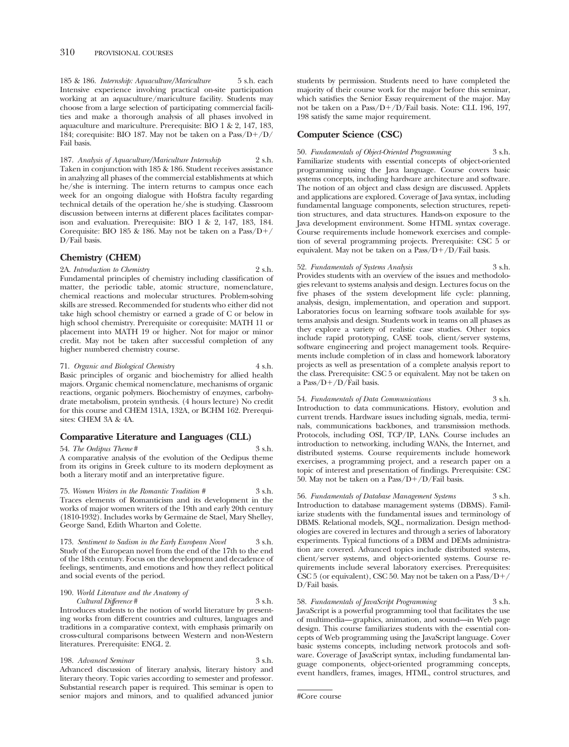185 & 186. *Internship: Aquaculture/Mariculture* 5 s.h. each
Intensive experience involving practical on-site participation working at an aquaculture/mariculture facility. Students may choose from a large selection of participating commercial facilities and make a thorough analysis of all phases involved in aquaculture and mariculture. Prerequisite: BIO 1 & 2, 147, 183, 184; corequisite: BIO 187. May not be taken on a Pass/D+/D/Fail basis.

187. *Analysis of Aquaculture/Mariculture Internship* 2 s.h.
Taken in conjunction with 185 & 186. Student receives assistance in analyzing all phases of the commercial establishments at which he/she is interning. The intern returns to campus once each week for an ongoing dialogue with Hofstra faculty regarding technical details of the operation he/she is studying. Classroom discussion between interns at different places facilitates comparison and evaluation. Prerequisite: BIO 1 & 2, 147, 183, 184. Corequisite: BIO 185 & 186. May not be taken on a Pass/D+/D/Fail basis.

## Chemistry (CHEM)

2A. *Introduction to Chemistry* 2 s.h.
Fundamental principles of chemistry including classification of matter, the periodic table, atomic structure, nomenclature, chemical reactions and molecular structures. Problem-solving skills are stressed. Recommended for students who either did not take high school chemistry or earned a grade of C or below in high school chemistry. Prerequisite or corequisite: MATH 11 or placement into MATH 19 or higher. Not for major or minor credit. May not be taken after successful completion of any higher numbered chemistry course.

71. *Organic and Biological Chemistry* 4 s.h.
Basic principles of organic and biochemistry for allied health majors. Organic chemical nomenclature, mechanisms of organic reactions, organic polymers. Biochemistry of enzymes, carbohydrate metabolism, protein synthesis. (4 hours lecture) No credit for this course and CHEM 131A, 132A, or BCHM 162. Prerequisites: CHEM 3A & 4A.

## Comparative Literature and Languages (CLL)

54. *The Oedipus Theme* # 3 s.h.
A comparative analysis of the evolution of the Oedipus theme from its origins in Greek culture to its modern deployment as both a literary motif and an interpretative figure.

75. *Women Writers in the Romantic Tradition* # 3 s.h.
Traces elements of Romanticism and its development in the works of major women writers of the 19th and early 20th century (1810-1932). Includes works by Germaine de Stael, Mary Shelley, George Sand, Edith Wharton and Colette.

173. *Sentiment to Sadism in the Early European Novel* 3 s.h.
Study of the European novel from the end of the 17th to the end of the 18th century. Focus on the development and decadence of feelings, sentiments, and emotions and how they reflect political and social events of the period.

190. *World Literature and the Anatomy of Cultural Difference* # 3 s.h.
Introduces students to the notion of world literature by presenting works from different countries and cultures, languages and traditions in a comparative context, with emphasis primarily on cross-cultural comparisons between Western and non-Western literatures. Prerequisite: ENGL 2.

198. *Advanced Seminar* 3 s.h.
Advanced discussion of literary analysis, literary history and literary theory. Topic varies according to semester and professor. Substantial research paper is required. This seminar is open to senior majors and minors, and to qualified advanced junior students by permission. Students need to have completed the majority of their course work for the major before this seminar, which satisfies the Senior Essay requirement of the major. May not be taken on a Pass/D+/D/Fail basis. Note: CLL 196, 197, 198 satisfy the same major requirement.

## Computer Science (CSC)

50. *Fundamentals of Object-Oriented Programming* 3 s.h.
Familiarize students with essential concepts of object-oriented programming using the Java language. Course covers basic systems concepts, including hardware architecture and software. The notion of an object and class design are discussed. Applets and applications are explored. Coverage of Java syntax, including fundamental language components, selection structures, repetition structures, and data structures. Hands-on exposure to the Java development environment. Some HTML syntax coverage. Course requirements include homework exercises and completion of several programming projects. Prerequisite: CSC 5 or equivalent. May not be taken on a Pass/D+/D/Fail basis.

52. *Fundamentals of Systems Analysis* 3 s.h.
Provides students with an overview of the issues and methodologies relevant to systems analysis and design. Lectures focus on the five phases of the system development life cycle: planning, analysis, design, implementation, and operation and support. Laboratories focus on learning software tools available for systems analysis and design. Students work in teams on all phases as they explore a variety of realistic case studies. Other topics include rapid prototyping, CASE tools, client/server systems, software engineering and project management tools. Requirements include completion of in class and homework laboratory projects as well as presentation of a complete analysis report to the class. Prerequisite: CSC 5 or equivalent. May not be taken on a Pass/D+/D/Fail basis.

54. *Fundamentals of Data Communications* 3 s.h.
Introduction to data communications. History, evolution and current trends. Hardware issues including signals, media, terminals, communications backbones, and transmission methods. Protocols, including OSI, TCP/IP, LANs. Course includes an introduction to networking, including WANs, the Internet, and distributed systems. Course requirements include homework exercises, a programming project, and a research paper on a topic of interest and presentation of findings. Prerequisite: CSC 50. May not be taken on a Pass/D+/D/Fail basis.

56. *Fundamentals of Database Management Systems* 3 s.h.
Introduction to database management systems (DBMS). Familiarize students with the fundamental issues and terminology of DBMS. Relational models, SQL, normalization. Design methodologies are covered in lectures and through a series of laboratory experiments. Typical functions of a DBM and DEMs administration are covered. Advanced topics include distributed systems, client/server systems, and object-oriented systems. Course requirements include several laboratory exercises. Prerequisites: CSC 5 (or equivalent), CSC 50. May not be taken on a Pass/D+/D/Fail basis.

58. *Fundamentals of JavaScript Programming* 3 s.h.
JavaScript is a powerful programming tool that facilitates the use of multimedia—graphics, animation, and sound—in Web page design. This course familiarizes students with the essential concepts of Web programming using the JavaScript language. Cover basic systems concepts, including network protocols and software. Coverage of JavaScript syntax, including fundamental language components, object-oriented programming concepts, event handlers, frames, images, HTML, control structures, and

#Core course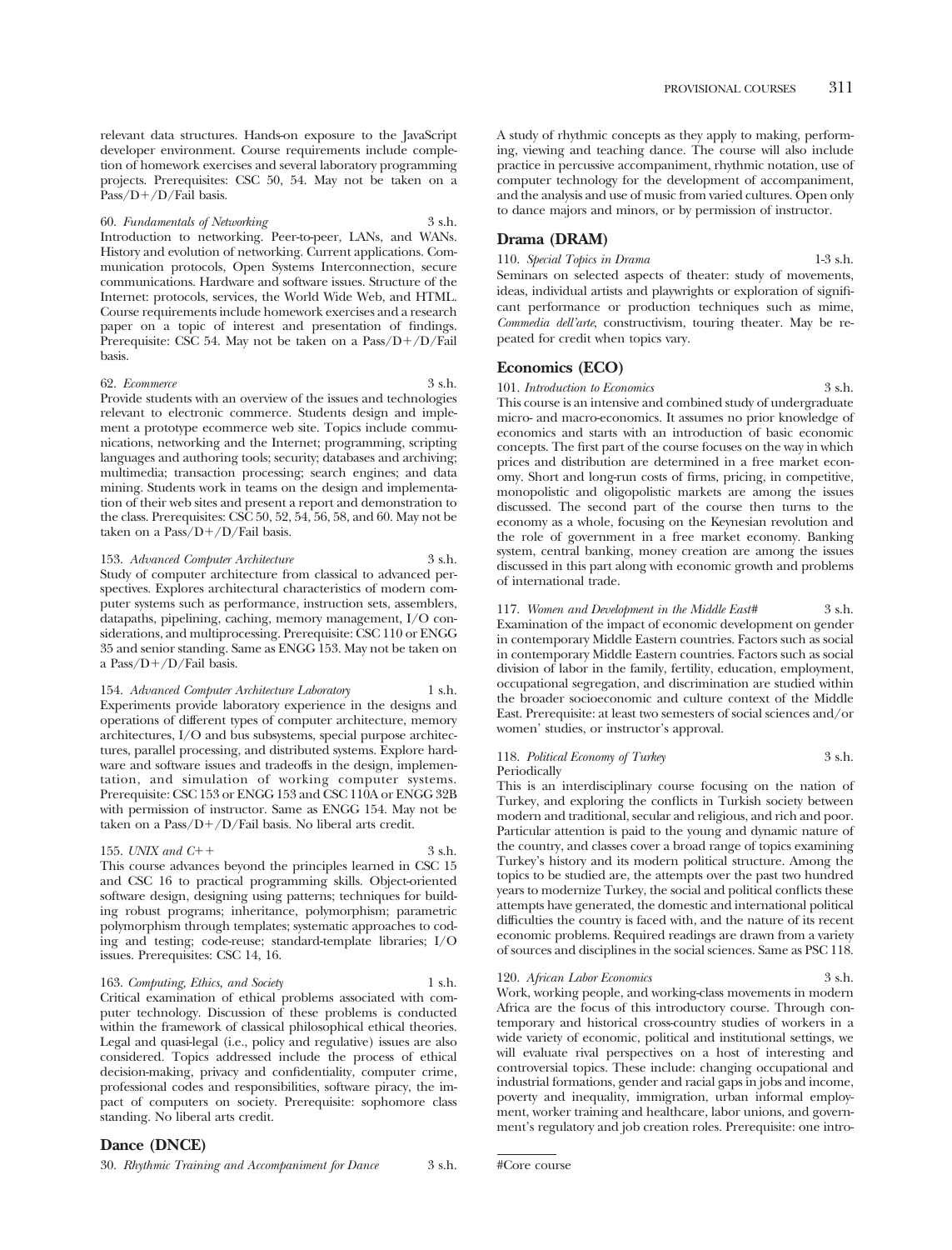relevant data structures. Hands-on exposure to the JavaScript developer environment. Course requirements include completion of homework exercises and several laboratory programming projects. Prerequisites: CSC 50, 54. May not be taken on a Pass/D+/D/Fail basis.

60. *Fundamentals of Networking* 3 s.h.
Introduction to networking. Peer-to-peer, LANs, and WANs. History and evolution of networking. Current applications. Communication protocols, Open Systems Interconnection, secure communications. Hardware and software issues. Structure of the Internet: protocols, services, the World Wide Web, and HTML. Course requirements include homework exercises and a research paper on a topic of interest and presentation of findings. Prerequisite: CSC 54. May not be taken on a Pass/D+/D/Fail basis.

62. *Ecommerce* 3 s.h.
Provide students with an overview of the issues and technologies relevant to electronic commerce. Students design and implement a prototype ecommerce web site. Topics include communications, networking and the Internet; programming, scripting languages and authoring tools; security; databases and archiving; multimedia; transaction processing; search engines; and data mining. Students work in teams on the design and implementation of their web sites and present a report and demonstration to the class. Prerequisites: CSC 50, 52, 54, 56, 58, and 60. May not be taken on a Pass/D+/D/Fail basis.

153. *Advanced Computer Architecture* 3 s.h.
Study of computer architecture from classical to advanced perspectives. Explores architectural characteristics of modern computer systems such as performance, instruction sets, assemblers, datapaths, pipelining, caching, memory management, I/O considerations, and multiprocessing. Prerequisite: CSC 110 or ENGG 35 and senior standing. Same as ENGG 153. May not be taken on a Pass/D+/D/Fail basis.

154. *Advanced Computer Architecture Laboratory* 1 s.h.
Experiments provide laboratory experience in the designs and operations of different types of computer architecture, memory architectures, I/O and bus subsystems, special purpose architectures, parallel processing, and distributed systems. Explore hardware and software issues and tradeoffs in the design, implementation, and simulation of working computer systems. Prerequisite: CSC 153 or ENGG 153 and CSC 110A or ENGG 32B with permission of instructor. Same as ENGG 154. May not be taken on a Pass/D+/D/Fail basis. No liberal arts credit.

155. *UNIX and C++* 3 s.h.
This course advances beyond the principles learned in CSC 15 and CSC 16 to practical programming skills. Object-oriented software design, designing using patterns; techniques for building robust programs; inheritance, polymorphism; parametric polymorphism through templates; systematic approaches to coding and testing; code-reuse; standard-template libraries; I/O issues. Prerequisites: CSC 14, 16.

163. *Computing, Ethics, and Society* 1 s.h.
Critical examination of ethical problems associated with computer technology. Discussion of these problems is conducted within the framework of classical philosophical ethical theories. Legal and quasi-legal (i.e., policy and regulative) issues are also considered. Topics addressed include the process of ethical decision-making, privacy and confidentiality, computer crime, professional codes and responsibilities, software piracy, the impact of computers on society. Prerequisite: sophomore class standing. No liberal arts credit.

## Dance (DNCE)

30. *Rhythmic Training and Accompaniment for Dance* 3 s.h.
A study of rhythmic concepts as they apply to making, performing, viewing and teaching dance. The course will also include practice in percussive accompaniment, rhythmic notation, use of computer technology for the development of accompaniment, and the analysis and use of music from varied cultures. Open only to dance majors and minors, or by permission of instructor.

## Drama (DRAM)

110. *Special Topics in Drama* 1-3 s.h.
Seminars on selected aspects of theater: study of movements, ideas, individual artists and playwrights or exploration of significant performance or production techniques such as mime, *Commedia dell'arte*, constructivism, touring theater. May be repeated for credit when topics vary.

## Economics (ECO)

101. *Introduction to Economics* 3 s.h.
This course is an intensive and combined study of undergraduate micro- and macro-economics. It assumes no prior knowledge of economics and starts with an introduction of basic economic concepts. The first part of the course focuses on the way in which prices and distribution are determined in a free market economy. Short and long-run costs of firms, pricing, in competitive, monopolistic and oligopolistic markets are among the issues discussed. The second part of the course then turns to the economy as a whole, focusing on the Keynesian revolution and the role of government in a free market economy. Banking system, central banking, money creation are among the issues discussed in this part along with economic growth and problems of international trade.

117. *Women and Development in the Middle East#* 3 s.h.
Examination of the impact of economic development on gender in contemporary Middle Eastern countries. Factors such as social in contemporary Middle Eastern countries. Factors such as social division of labor in the family, fertility, education, employment, occupational segregation, and discrimination are studied within the broader socioeconomic and culture context of the Middle East. Prerequisite: at least two semesters of social sciences and/or women' studies, or instructor's approval.

118. *Political Economy of Turkey* 3 s.h.
Periodically
This is an interdisciplinary course focusing on the nation of Turkey, and exploring the conflicts in Turkish society between modern and traditional, secular and religious, and rich and poor. Particular attention is paid to the young and dynamic nature of the country, and classes cover a broad range of topics examining Turkey's history and its modern political structure. Among the topics to be studied are, the attempts over the past two hundred years to modernize Turkey, the social and political conflicts these attempts have generated, the domestic and international political difficulties the country is faced with, and the nature of its recent economic problems. Required readings are drawn from a variety of sources and disciplines in the social sciences. Same as PSC 118.

120. *African Labor Economics* 3 s.h.
Work, working people, and working-class movements in modern Africa are the focus of this introductory course. Through contemporary and historical cross-country studies of workers in a wide variety of economic, political and institutional settings, we will evaluate rival perspectives on a host of interesting and controversial topics. These include: changing occupational and industrial formations, gender and racial gaps in jobs and income, poverty and inequality, immigration, urban informal employment, worker training and healthcare, labor unions, and government's regulatory and job creation roles. Prerequisite: one intro-

#Core course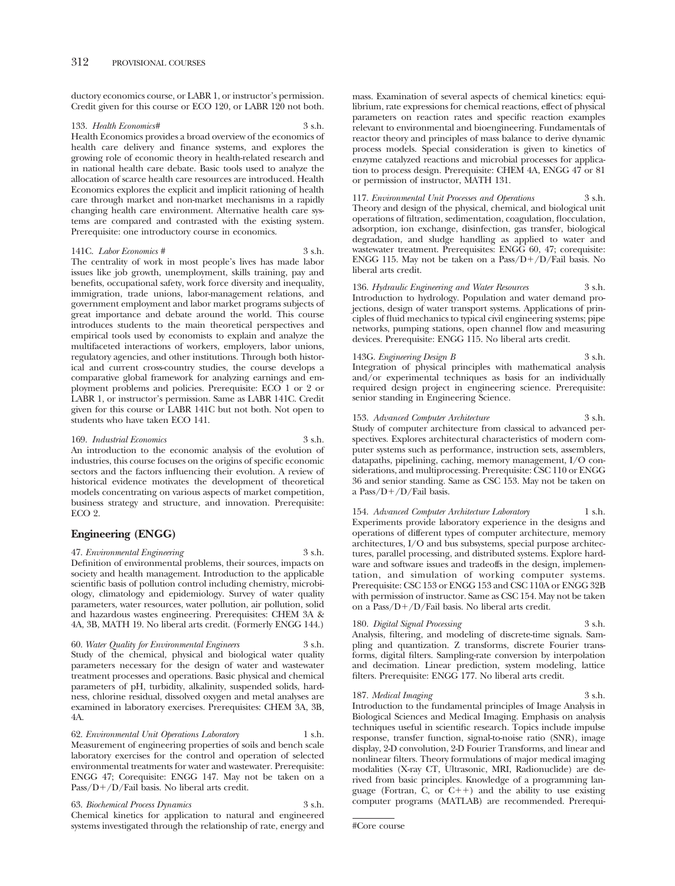ductory economics course, or LABR 1, or instructor's permission. Credit given for this course or ECO 120, or LABR 120 not both.

133. *Health Economics#* 3 s.h.
Health Economics provides a broad overview of the economics of health care delivery and finance systems, and explores the growing role of economic theory in health-related research and in national health care debate. Basic tools used to analyze the allocation of scarce health care resources are introduced. Health Economics explores the explicit and implicit rationing of health care through market and non-market mechanisms in a rapidly changing health care environment. Alternative health care systems are compared and contrasted with the existing system. Prerequisite: one introductory course in economics.

141C. *Labor Economics #* 3 s.h.
The centrality of work in most people's lives has made labor issues like job growth, unemployment, skills training, pay and benefits, occupational safety, work force diversity and inequality, immigration, trade unions, labor-management relations, and government employment and labor market programs subjects of great importance and debate around the world. This course introduces students to the main theoretical perspectives and empirical tools used by economists to explain and analyze the multifaceted interactions of workers, employers, labor unions, regulatory agencies, and other institutions. Through both historical and current cross-country studies, the course develops a comparative global framework for analyzing earnings and employment problems and policies. Prerequisite: ECO 1 or 2 or LABR 1, or instructor's permission. Same as LABR 141C. Credit given for this course or LABR 141C but not both. Not open to students who have taken ECO 141.

169. *Industrial Economics* 3 s.h.
An introduction to the economic analysis of the evolution of industries, this course focuses on the origins of specific economic sectors and the factors influencing their evolution. A review of historical evidence motivates the development of theoretical models concentrating on various aspects of market competition, business strategy and structure, and innovation. Prerequisite: ECO 2.

## Engineering (ENGG)

47. *Environmental Engineering* 3 s.h.
Definition of environmental problems, their sources, impacts on society and health management. Introduction to the applicable scientific basis of pollution control including chemistry, microbiology, climatology and epidemiology. Survey of water quality parameters, water resources, water pollution, air pollution, solid and hazardous wastes engineering. Prerequisites: CHEM 3A & 4A, 3B, MATH 19. No liberal arts credit. (Formerly ENGG 144.)

60. *Water Quality for Environmental Engineers* 3 s.h.
Study of the chemical, physical and biological water quality parameters necessary for the design of water and wastewater treatment processes and operations. Basic physical and chemical parameters of pH, turbidity, alkalinity, suspended solids, hardness, chlorine residual, dissolved oxygen and metal analyses are examined in laboratory exercises. Prerequisites: CHEM 3A, 3B, 4A.

62. *Environmental Unit Operations Laboratory* 1 s.h.
Measurement of engineering properties of soils and bench scale laboratory exercises for the control and operation of selected environmental treatments for water and wastewater. Prerequisite: ENGG 47; Corequisite: ENGG 147. May not be taken on a Pass/D+/D/Fail basis. No liberal arts credit.

63. *Biochemical Process Dynamics* 3 s.h.
Chemical kinetics for application to natural and engineered systems investigated through the relationship of rate, energy and mass. Examination of several aspects of chemical kinetics: equilibrium, rate expressions for chemical reactions, effect of physical parameters on reaction rates and specific reaction examples relevant to environmental and bioengineering. Fundamentals of reactor theory and principles of mass balance to derive dynamic process models. Special consideration is given to kinetics of enzyme catalyzed reactions and microbial processes for application to process design. Prerequisite: CHEM 4A, ENGG 47 or 81 or permission of instructor, MATH 131.

117. *Environmental Unit Processes and Operations* 3 s.h.
Theory and design of the physical, chemical, and biological unit operations of filtration, sedimentation, coagulation, flocculation, adsorption, ion exchange, disinfection, gas transfer, biological degradation, and sludge handling as applied to water and wastewater treatment. Prerequisites: ENGG 60, 47; corequisite: ENGG 115. May not be taken on a Pass/D+/D/Fail basis. No liberal arts credit.

136. *Hydraulic Engineering and Water Resources* 3 s.h.
Introduction to hydrology. Population and water demand projections, design of water transport systems. Applications of principles of fluid mechanics to typical civil engineering systems; pipe networks, pumping stations, open channel flow and measuring devices. Prerequisite: ENGG 115. No liberal arts credit.

143G. *Engineering Design B* 3 s.h.
Integration of physical principles with mathematical analysis and/or experimental techniques as basis for an individually required design project in engineering science. Prerequisite: senior standing in Engineering Science.

153. *Advanced Computer Architecture* 3 s.h.
Study of computer architecture from classical to advanced perspectives. Explores architectural characteristics of modern computer systems such as performance, instruction sets, assemblers, datapaths, pipelining, caching, memory management, I/O considerations, and multiprocessing. Prerequisite: CSC 110 or ENGG 36 and senior standing. Same as CSC 153. May not be taken on a Pass/D+/D/Fail basis.

154. *Advanced Computer Architecture Laboratory* 1 s.h.
Experiments provide laboratory experience in the designs and operations of different types of computer architecture, memory architectures, I/O and bus subsystems, special purpose architectures, parallel processing, and distributed systems. Explore hardware and software issues and tradeoffs in the design, implementation, and simulation of working computer systems. Prerequisite: CSC 153 or ENGG 153 and CSC 110A or ENGG 32B with permission of instructor. Same as CSC 154. May not be taken on a Pass/D+/D/Fail basis. No liberal arts credit.

180. *Digital Signal Processing* 3 s.h.
Analysis, filtering, and modeling of discrete-time signals. Sampling and quantization. Z transforms, discrete Fourier transforms, digital filters. Sampling-rate conversion by interpolation and decimation. Linear prediction, system modeling, lattice filters. Prerequisite: ENGG 177. No liberal arts credit.

187. *Medical Imaging* 3 s.h.
Introduction to the fundamental principles of Image Analysis in Biological Sciences and Medical Imaging. Emphasis on analysis techniques useful in scientific research. Topics include impulse response, transfer function, signal-to-noise ratio (SNR), image display, 2-D convolution, 2-D Fourier Transforms, and linear and nonlinear filters. Theory formulations of major medical imaging modalities (X-ray CT, Ultrasonic, MRI, Radionuclide) are derived from basic principles. Knowledge of a programming language (Fortran, C, or C++) and the ability to use existing computer programs (MATLAB) are recommended. Prerequi-

#Core course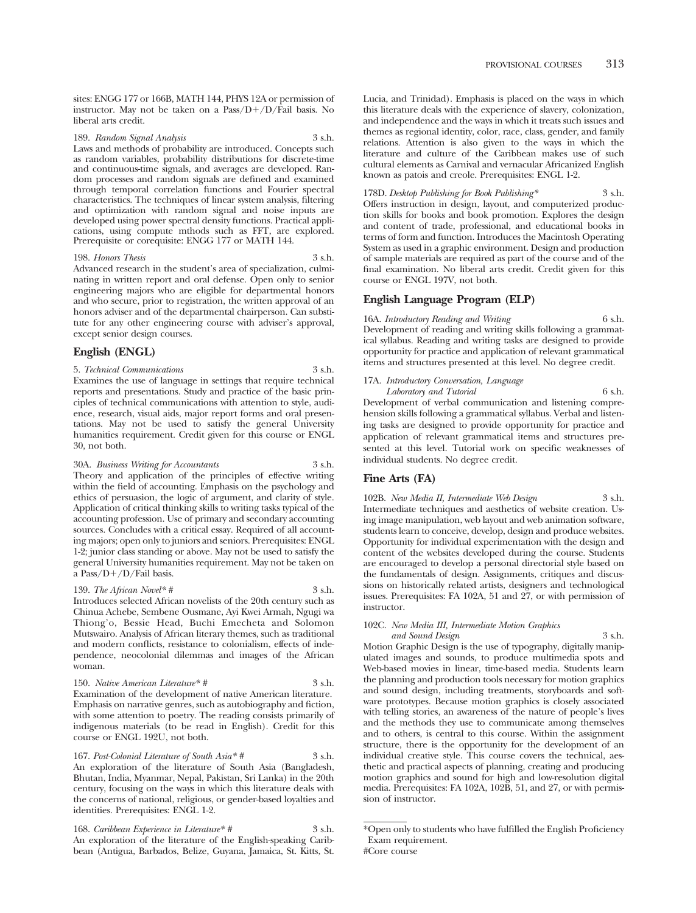sites: ENGG 177 or 166B, MATH 144, PHYS 12A or permission of instructor. May not be taken on a Pass/D+/D/Fail basis. No liberal arts credit.

189. *Random Signal Analysis* 3 s.h.
Laws and methods of probability are introduced. Concepts such as random variables, probability distributions for discrete-time and continuous-time signals, and averages are developed. Random processes and random signals are defined and examined through temporal correlation functions and Fourier spectral characteristics. The techniques of linear system analysis, filtering and optimization with random signal and noise inputs are developed using power spectral density functions. Practical applications, using compute mthods such as FFT, are explored. Prerequisite or corequisite: ENGG 177 or MATH 144.

198. *Honors Thesis* 3 s.h.
Advanced research in the student's area of specialization, culminating in written report and oral defense. Open only to senior engineering majors who are eligible for departmental honors and who secure, prior to registration, the written approval of an honors adviser and of the departmental chairperson. Can substitute for any other engineering course with adviser's approval, except senior design courses.

## English (ENGL)

5. *Technical Communications* 3 s.h.
Examines the use of language in settings that require technical reports and presentations. Study and practice of the basic principles of technical communications with attention to style, audience, research, visual aids, major report forms and oral presentations. May not be used to satisfy the general University humanities requirement. Credit given for this course or ENGL 30, not both.

30A. *Business Writing for Accountants* 3 s.h.
Theory and application of the principles of effective writing within the field of accounting. Emphasis on the psychology and ethics of persuasion, the logic of argument, and clarity of style. Application of critical thinking skills to writing tasks typical of the accounting profession. Use of primary and secondary accounting sources. Concludes with a critical essay. Required of all accounting majors; open only to juniors and seniors. Prerequisites: ENGL 1-2; junior class standing or above. May not be used to satisfy the general University humanities requirement. May not be taken on a Pass/D+/D/Fail basis.

139. *The African Novel** # 3 s.h.
Introduces selected African novelists of the 20th century such as Chinua Achebe, Sembene Ousmane, Ayi Kwei Armah, Ngugi wa Thiong'o, Bessie Head, Buchi Emecheta and Solomon Mutswairo. Analysis of African literary themes, such as traditional and modern conflicts, resistance to colonialism, effects of independence, neocolonial dilemmas and images of the African woman.

150. *Native American Literature** # 3 s.h.
Examination of the development of native American literature. Emphasis on narrative genres, such as autobiography and fiction, with some attention to poetry. The reading consists primarily of indigenous materials (to be read in English). Credit for this course or ENGL 192U, not both.

167. *Post-Colonial Literature of South Asia** # 3 s.h.
An exploration of the literature of South Asia (Bangladesh, Bhutan, India, Myanmar, Nepal, Pakistan, Sri Lanka) in the 20th century, focusing on the ways in which this literature deals with the concerns of national, religious, or gender-based loyalties and identities. Prerequisites: ENGL 1-2.

168. *Caribbean Experience in Literature** # 3 s.h.
An exploration of the literature of the English-speaking Caribbean (Antigua, Barbados, Belize, Guyana, Jamaica, St. Kitts, St. Lucia, and Trinidad). Emphasis is placed on the ways in which this literature deals with the experience of slavery, colonization, and independence and the ways in which it treats such issues and themes as regional identity, color, race, class, gender, and family relations. Attention is also given to the ways in which the literature and culture of the Caribbean makes use of such cultural elements as Carnival and vernacular Africanized English known as patois and creole. Prerequisites: ENGL 1-2.

178D. *Desktop Publishing for Book Publishing** 3 s.h.
Offers instruction in design, layout, and computerized production skills for books and book promotion. Explores the design and content of trade, professional, and educational books in terms of form and function. Introduces the Macintosh Operating System as used in a graphic environment. Design and production of sample materials are required as part of the course and of the final examination. No liberal arts credit. Credit given for this course or ENGL 197V, not both.

## English Language Program (ELP)

16A. *Introductory Reading and Writing* 6 s.h.
Development of reading and writing skills following a grammatical syllabus. Reading and writing tasks are designed to provide opportunity for practice and application of relevant grammatical items and structures presented at this level. No degree credit.

17A. *Introductory Conversation, Language Laboratory and Tutorial* 6 s.h.
Development of verbal communication and listening comprehension skills following a grammatical syllabus. Verbal and listening tasks are designed to provide opportunity for practice and application of relevant grammatical items and structures presented at this level. Tutorial work on specific weaknesses of individual students. No degree credit.

## Fine Arts (FA)

102B. *New Media II, Intermediate Web Design* 3 s.h.
Intermediate techniques and aesthetics of website creation. Using image manipulation, web layout and web animation software, students learn to conceive, develop, design and produce websites. Opportunity for individual experimentation with the design and content of the websites developed during the course. Students are encouraged to develop a personal directorial style based on the fundamentals of design. Assignments, critiques and discussions on historically related artists, designers and technological issues. Prerequisites: FA 102A, 51 and 27, or with permission of instructor.

102C. *New Media III, Intermediate Motion Graphics and Sound Design* 3 s.h.
Motion Graphic Design is the use of typography, digitally manipulated images and sounds, to produce multimedia spots and Web-based movies in linear, time-based media. Students learn the planning and production tools necessary for motion graphics and sound design, including treatments, storyboards and software prototypes. Because motion graphics is closely associated with telling stories, an awareness of the nature of people's lives and the methods they use to communicate among themselves and to others, is central to this course. Within the assignment structure, there is the opportunity for the development of an individual creative style. This course covers the technical, aesthetic and practical aspects of planning, creating and producing motion graphics and sound for high and low-resolution digital media. Prerequisites: FA 102A, 102B, 51, and 27, or with permission of instructor.

---

*Open only to students who have fulfilled the English Proficiency Exam requirement.
#Core course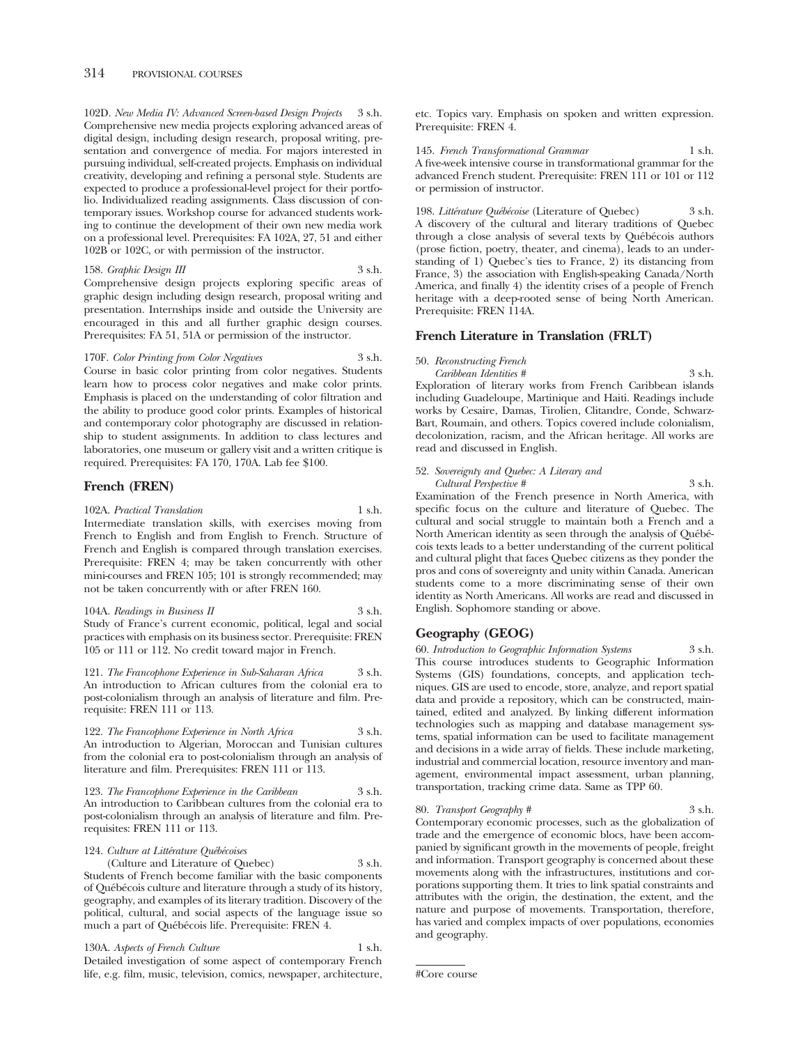102D. *New Media IV: Advanced Screen-based Design Projects* 3 s.h.
Comprehensive new media projects exploring advanced areas of digital design, including design research, proposal writing, presentation and convergence of media. For majors interested in pursuing individual, self-created projects. Emphasis on individual creativity, developing and refining a personal style. Students are expected to produce a professional-level project for their portfolio. Individualized reading assignments. Class discussion of contemporary issues. Workshop course for advanced students working to continue the development of their own new media work on a professional level. Prerequisites: FA 102A, 27, 51 and either 102B or 102C, or with permission of the instructor.

158. *Graphic Design III* 3 s.h.
Comprehensive design projects exploring specific areas of graphic design including design research, proposal writing and presentation. Internships inside and outside the University are encouraged in this and all further graphic design courses. Prerequisites: FA 51, 51A or permission of the instructor.

170F. *Color Printing from Color Negatives* 3 s.h.
Course in basic color printing from color negatives. Students learn how to process color negatives and make color prints. Emphasis is placed on the understanding of color filtration and the ability to produce good color prints. Examples of historical and contemporary color photography are discussed in relationship to student assignments. In addition to class lectures and laboratories, one museum or gallery visit and a written critique is required. Prerequisites: FA 170, 170A. Lab fee $100.

## French (FREN)

102A. *Practical Translation* 1 s.h.
Intermediate translation skills, with exercises moving from French to English and from English to French. Structure of French and English is compared through translation exercises. Prerequisite: FREN 4; may be taken concurrently with other mini-courses and FREN 105; 101 is strongly recommended; may not be taken concurrently with or after FREN 160.

104A. *Readings in Business II* 3 s.h.
Study of France's current economic, political, legal and social practices with emphasis on its business sector. Prerequisite: FREN 105 or 111 or 112. No credit toward major in French.

121. *The Francophone Experience in Sub-Saharan Africa* 3 s.h.
An introduction to African cultures from the colonial era to post-colonialism through an analysis of literature and film. Prerequisite: FREN 111 or 113.

122. *The Francophone Experience in North Africa* 3 s.h.
An introduction to Algerian, Moroccan and Tunisian cultures from the colonial era to post-colonialism through an analysis of literature and film. Prerequisites: FREN 111 or 113.

123. *The Francophone Experience in the Caribbean* 3 s.h.
An introduction to Caribbean cultures from the colonial era to post-colonialism through an analysis of literature and film. Prerequisites: FREN 111 or 113.

124. *Culture at Littérature Québécoises* (Culture and Literature of Quebec) 3 s.h.
Students of French become familiar with the basic components of Québécois culture and literature through a study of its history, geography, and examples of its literary tradition. Discovery of the political, cultural, and social aspects of the language issue so much a part of Québécois life. Prerequisite: FREN 4.

130A. *Aspects of French Culture* 1 s.h.
Detailed investigation of some aspect of contemporary French life, e.g. film, music, television, comics, newspaper, architecture, etc. Topics vary. Emphasis on spoken and written expression. Prerequisite: FREN 4.

145. *French Transformational Grammar* 1 s.h.
A five-week intensive course in transformational grammar for the advanced French student. Prerequisite: FREN 111 or 101 or 112 or permission of instructor.

198. *Littérature Québécoise* (Literature of Quebec) 3 s.h.
A discovery of the cultural and literary traditions of Quebec through a close analysis of several texts by Québécois authors (prose fiction, poetry, theater, and cinema), leads to an understanding of 1) Quebec's ties to France, 2) its distancing from France, 3) the association with English-speaking Canada/North America, and finally 4) the identity crises of a people of French heritage with a deep-rooted sense of being North American. Prerequisite: FREN 114A.

## French Literature in Translation (FRLT)

50. *Reconstructing French Caribbean Identities #* 3 s.h.
Exploration of literary works from French Caribbean islands including Guadeloupe, Martinique and Haiti. Readings include works by Cesaire, Damas, Tirolien, Clitandre, Conde, Schwarz-Bart, Roumain, and others. Topics covered include colonialism, decolonization, racism, and the African heritage. All works are read and discussed in English.

52. *Sovereignty and Quebec: A Literary and Cultural Perspective #* 3 s.h.
Examination of the French presence in North America, with specific focus on the culture and literature of Quebec. The cultural and social struggle to maintain both a French and a North American identity as seen through the analysis of Québécois texts leads to a better understanding of the current political and cultural plight that faces Quebec citizens as they ponder the pros and cons of sovereignty and unity within Canada. American students come to a more discriminating sense of their own identity as North Americans. All works are read and discussed in English. Sophomore standing or above.

## Geography (GEOG)

60. *Introduction to Geographic Information Systems* 3 s.h.
This course introduces students to Geographic Information Systems (GIS) foundations, concepts, and application techniques. GIS are used to encode, store, analyze, and report spatial data and provide a repository, which can be constructed, maintained, edited and analyzed. By linking different information technologies such as mapping and database management systems, spatial information can be used to facilitate management and decisions in a wide array of fields. These include marketing, industrial and commercial location, resource inventory and management, environmental impact assessment, urban planning, transportation, tracking crime data. Same as TPP 60.

80. *Transport Geography #* 3 s.h.
Contemporary economic processes, such as the globalization of trade and the emergence of economic blocs, have been accompanied by significant growth in the movements of people, freight and information. Transport geography is concerned about these movements along with the infrastructures, institutions and corporations supporting them. It tries to link spatial constraints and attributes with the origin, the destination, the extent, and the nature and purpose of movements. Transportation, therefore, has varied and complex impacts of over populations, economies and geography.

#Core course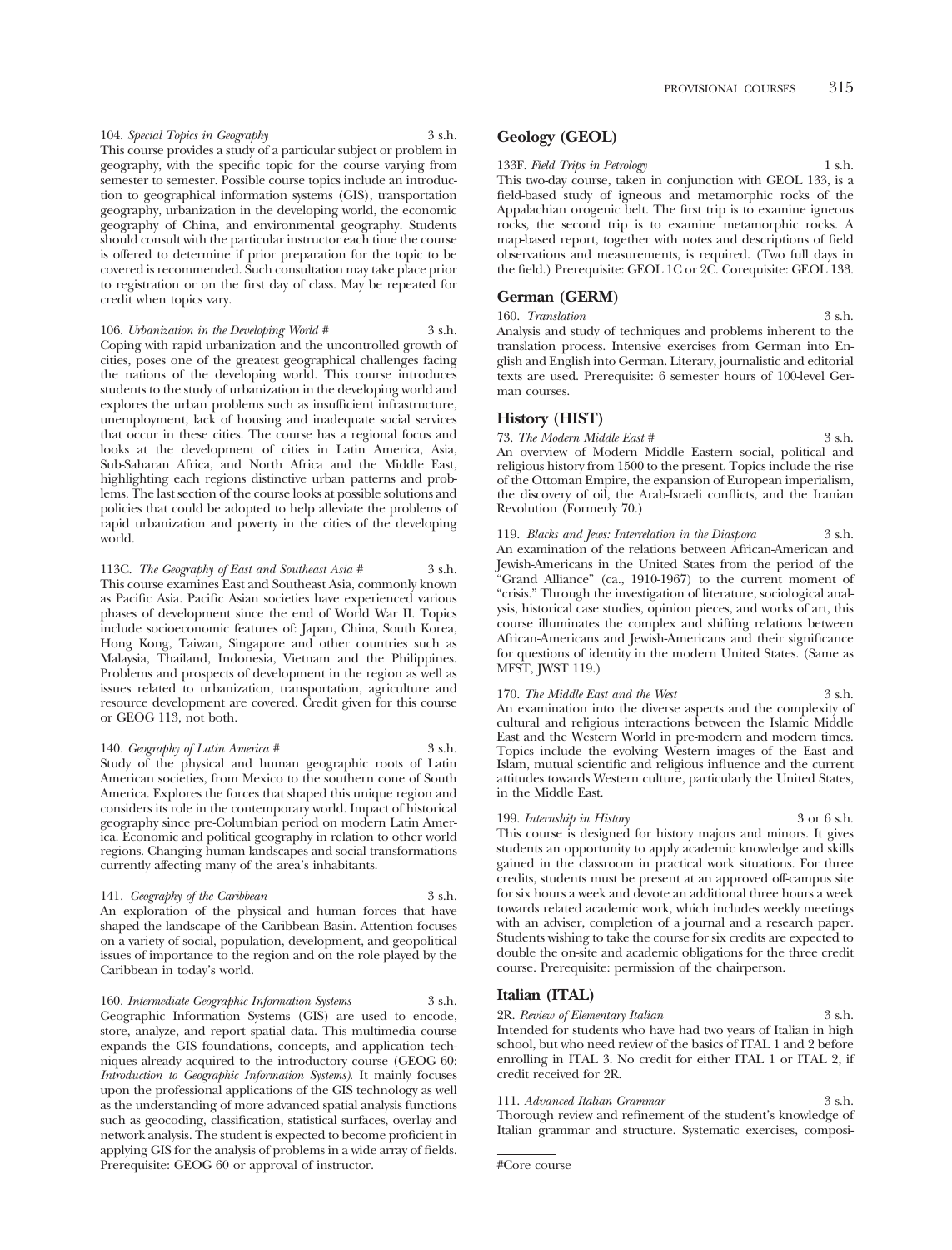104. *Special Topics in Geography* 3 s.h.
This course provides a study of a particular subject or problem in geography, with the specific topic for the course varying from semester to semester. Possible course topics include an introduction to geographical information systems (GIS), transportation geography, urbanization in the developing world, the economic geography of China, and environmental geography. Students should consult with the particular instructor each time the course is offered to determine if prior preparation for the topic to be covered is recommended. Such consultation may take place prior to registration or on the first day of class. May be repeated for credit when topics vary.

106. *Urbanization in the Developing World #* 3 s.h.
Coping with rapid urbanization and the uncontrolled growth of cities, poses one of the greatest geographical challenges facing the nations of the developing world. This course introduces students to the study of urbanization in the developing world and explores the urban problems such as insufficient infrastructure, unemployment, lack of housing and inadequate social services that occur in these cities. The course has a regional focus and looks at the development of cities in Latin America, Asia, Sub-Saharan Africa, and North Africa and the Middle East, highlighting each regions distinctive urban patterns and problems. The last section of the course looks at possible solutions and policies that could be adopted to help alleviate the problems of rapid urbanization and poverty in the cities of the developing world.

113C. *The Geography of East and Southeast Asia #* 3 s.h.
This course examines East and Southeast Asia, commonly known as Pacific Asia. Pacific Asian societies have experienced various phases of development since the end of World War II. Topics include socioeconomic features of: Japan, China, South Korea, Hong Kong, Taiwan, Singapore and other countries such as Malaysia, Thailand, Indonesia, Vietnam and the Philippines. Problems and prospects of development in the region as well as issues related to urbanization, transportation, agriculture and resource development are covered. Credit given for this course or GEOG 113, not both.

140. *Geography of Latin America #* 3 s.h.
Study of the physical and human geographic roots of Latin American societies, from Mexico to the southern cone of South America. Explores the forces that shaped this unique region and considers its role in the contemporary world. Impact of historical geography since pre-Columbian period on modern Latin America. Economic and political geography in relation to other world regions. Changing human landscapes and social transformations currently affecting many of the area's inhabitants.

141. *Geography of the Caribbean* 3 s.h.
An exploration of the physical and human forces that have shaped the landscape of the Caribbean Basin. Attention focuses on a variety of social, population, development, and geopolitical issues of importance to the region and on the role played by the Caribbean in today's world.

160. *Intermediate Geographic Information Systems* 3 s.h.
Geographic Information Systems (GIS) are used to encode, store, analyze, and report spatial data. This multimedia course expands the GIS foundations, concepts, and application techniques already acquired to the introductory course (GEOG 60: *Introduction to Geographic Information Systems*). It mainly focuses upon the professional applications of the GIS technology as well as the understanding of more advanced spatial analysis functions such as geocoding, classification, statistical surfaces, overlay and network analysis. The student is expected to become proficient in applying GIS for the analysis of problems in a wide array of fields. Prerequisite: GEOG 60 or approval of instructor.

## Geology (GEOL)

133F. *Field Trips in Petrology* 1 s.h.
This two-day course, taken in conjunction with GEOL 133, is a field-based study of igneous and metamorphic rocks of the Appalachian orogenic belt. The first trip is to examine igneous rocks, the second trip is to examine metamorphic rocks. A map-based report, together with notes and descriptions of field observations and measurements, is required. (Two full days in the field.) Prerequisite: GEOL 1C or 2C. Corequisite: GEOL 133.

## German (GERM)

160. *Translation* 3 s.h.
Analysis and study of techniques and problems inherent to the translation process. Intensive exercises from German into English and English into German. Literary, journalistic and editorial texts are used. Prerequisite: 6 semester hours of 100-level German courses.

## History (HIST)

73. *The Modern Middle East #* 3 s.h.
An overview of Modern Middle Eastern social, political and religious history from 1500 to the present. Topics include the rise of the Ottoman Empire, the expansion of European imperialism, the discovery of oil, the Arab-Israeli conflicts, and the Iranian Revolution (Formerly 70.)

119. *Blacks and Jews: Interrelation in the Diaspora* 3 s.h.
An examination of the relations between African-American and Jewish-Americans in the United States from the period of the "Grand Alliance" (ca., 1910-1967) to the current moment of "crisis." Through the investigation of literature, sociological analysis, historical case studies, opinion pieces, and works of art, this course illuminates the complex and shifting relations between African-Americans and Jewish-Americans and their significance for questions of identity in the modern United States. (Same as MFST, JWST 119.)

170. *The Middle East and the West* 3 s.h.
An examination into the diverse aspects and the complexity of cultural and religious interactions between the Islamic Middle East and the Western World in pre-modern and modern times. Topics include the evolving Western images of the East and Islam, mutual scientific and religious influence and the current attitudes towards Western culture, particularly the United States, in the Middle East.

199. *Internship in History* 3 or 6 s.h.
This course is designed for history majors and minors. It gives students an opportunity to apply academic knowledge and skills gained in the classroom in practical work situations. For three credits, students must be present at an approved off-campus site for six hours a week and devote an additional three hours a week towards related academic work, which includes weekly meetings with an adviser, completion of a journal and a research paper. Students wishing to take the course for six credits are expected to double the on-site and academic obligations for the three credit course. Prerequisite: permission of the chairperson.

## Italian (ITAL)

2R. *Review of Elementary Italian* 3 s.h.
Intended for students who have had two years of Italian in high school, but who need review of the basics of ITAL 1 and 2 before enrolling in ITAL 3. No credit for either ITAL 1 or ITAL 2, if credit received for 2R.

111. *Advanced Italian Grammar* 3 s.h.
Thorough review and refinement of the student's knowledge of Italian grammar and structure. Systematic exercises, composi-

#Core course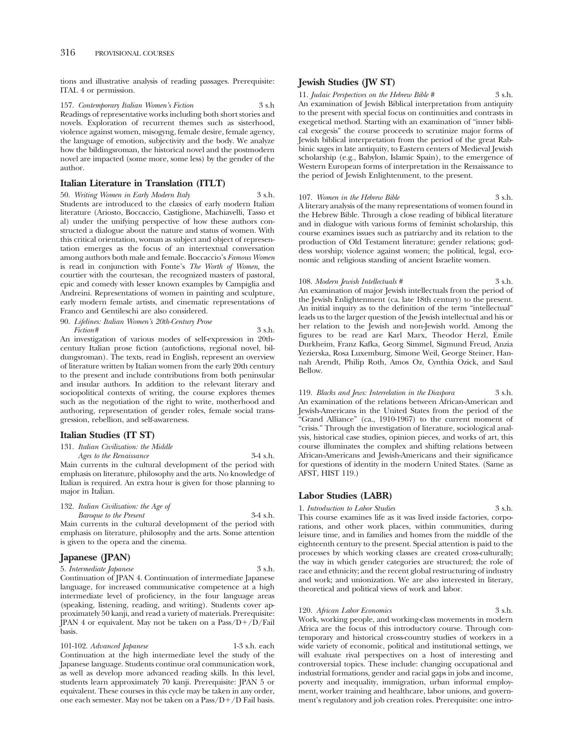tions and illustrative analysis of reading passages. Prerequisite: ITAL 4 or permission.

157. *Contemporary Italian Women's Fiction* 3 s.h
Readings of representative works including both short stories and novels. Exploration of recurrent themes such as sisterhood, violence against women, misogyng, female desire, female agency, the language of emotion, subjectivity and the body. We analyze how the bildingsroman, the historical novel and the postmodern novel are impacted (some more, some less) by the gender of the author.

## Italian Literature in Translation (ITLT)

50. *Writing Women in Early Modern Italy* 3 s.h.
Students are introduced to the classics of early modern Italian literature (Ariosto, Boccaccio, Castiglione, Machiavelli, Tasso et al) under the unifying perspective of how these authors constructed a dialogue about the nature and status of women. With this critical orientation, woman as subject and object of representation emerges as the focus of an intertextual conversation among authors both male and female. Boccaccio's *Famous Women* is read in conjunction with Fonte's *The Worth of Women*, the courtier with the courtesan, the recognized masters of pastoral, epic and comedy with lesser known examples by Campiglia and Andreini. Representations of women in painting and sculpture, early modern female artists, and cinematic representations of Franco and Gentileschi are also considered.

90. *Lifelines: Italian Women's 20th-Century Prose Fiction#* 3 s.h.
An investigation of various modes of self-expression in 20th-century Italian prose fiction (autofictions, regional novel, bildungsroman). The texts, read in English, represent an overview of literature written by Italian women from the early 20th century to the present and include contributions from both peninsular and insular authors. In addition to the relevant literary and sociopolitical contexts of writing, the course explores themes such as the negotiation of the right to write, motherhood and authoring, representation of gender roles, female social transgression, rebellion, and self-awareness.

## Italian Studies (IT ST)

131. *Italian Civilization: the Middle Ages to the Renaissance* 3-4 s.h.
Main currents in the cultural development of the period with emphasis on literature, philosophy and the arts. No knowledge of Italian is required. An extra hour is given for those planning to major in Italian.

132. *Italian Civilization: the Age of Baroque to the Present* 3-4 s.h.
Main currents in the cultural development of the period with emphasis on literature, philosophy and the arts. Some attention is given to the opera and the cinema.

## Japanese (JPAN)

5. *Intermediate Japanese* 3 s.h.
Continuation of JPAN 4. Continuation of intermediate Japanese language, for increased communicative competence at a high intermediate level of proficiency, in the four language areas (speaking, listening, reading, and writing). Students cover approximately 50 kanji, and read a variety of materials. Prerequisite: JPAN 4 or equivalent. May not be taken on a Pass/D+/D/Fail basis.

101-102. *Advanced Japanese* 1-3 s.h. each
Continuation at the high intermediate level the study of the Japanese language. Students continue oral communication work, as well as develop more advanced reading skills. In this level, students learn approximately 70 kanji. Prerequisite: JPAN 5 or equivalent. These courses in this cycle may be taken in any order, one each semester. May not be taken on a Pass/D+/D Fail basis.

## Jewish Studies (JW ST)

11. *Judaic Perspectives on the Hebrew Bible #* 3 s.h.
An examination of Jewish Biblical interpretation from antiquity to the present with special focus on continuities and contrasts in exegetical method. Starting with an examination of "inner biblical exegesis" the course proceeds to scrutinize major forms of Jewish biblical interpretation from the period of the great Rabbinic sages in late antiquity, to Eastern centers of Medieval Jewish scholarship (e.g., Babylon, Islamic Spain), to the emergence of Western European forms of interpretation in the Renaissance to the period of Jewish Enlightenment, to the present.

107. *Women in the Hebrew Bible* 3 s.h.
A literary analysis of the many representations of women found in the Hebrew Bible. Through a close reading of biblical literature and in dialogue with various forms of feminist scholarship, this course examines issues such as patriarchy and its relation to the production of Old Testament literature; gender relations; goddess worship; violence against women; the political, legal, economic and religious standing of ancient Israelite women.

108. *Modern Jewish Intellectuals #* 3 s.h.
An examination of major Jewish intellectuals from the period of the Jewish Enlightenment (ca. late 18th century) to the present. An initial inquiry as to the definition of the term "intellectual" leads us to the larger question of the Jewish intellectual and his or her relation to the Jewish and non-Jewish world. Among the figures to be read are Karl Marx, Theodor Herzl, Emile Durkheim, Franz Kafka, Georg Simmel, Sigmund Freud, Anzia Yezierska, Rosa Luxemburg, Simone Weil, George Steiner, Hannah Arendt, Philip Roth, Amos Oz, Cynthia Ozick, and Saul Bellow.

119. *Blacks and Jews: Interrelation in the Diaspora* 3 s.h.
An examination of the relations between African-American and Jewish-Americans in the United States from the period of the "Grand Alliance" (ca., 1910-1967) to the current moment of "crisis." Through the investigation of literature, sociological analysis, historical case studies, opinion pieces, and works of art, this course illuminates the complex and shifting relations between African-Americans and Jewish-Americans and their significance for questions of identity in the modern United States. (Same as AFST, HIST 119.)

## Labor Studies (LABR)

1. *Introduction to Labor Studies* 3 s.h.
This course examines life as it was lived inside factories, corporations, and other work places, within communities, during leisure time, and in families and homes from the middle of the eighteenth century to the present. Special attention is paid to the processes by which working classes are created cross-culturally; the way in which gender categories are structured; the role of race and ethnicity; and the recent global restructuring of industry and work; and unionization. We are also interested in literary, theoretical and political views of work and labor.

120. *African Labor Economics* 3 s.h.
Work, working people, and working-class movements in modern Africa are the focus of this introductory course. Through contemporary and historical cross-country studies of workers in a wide variety of economic, political and institutional settings, we will evaluate rival perspectives on a host of interesting and controversial topics. These include: changing occupational and industrial formations, gender and racial gaps in jobs and income, poverty and inequality, immigration, urban informal employment, worker training and healthcare, labor unions, and government's regulatory and job creation roles. Prerequisite: one intro-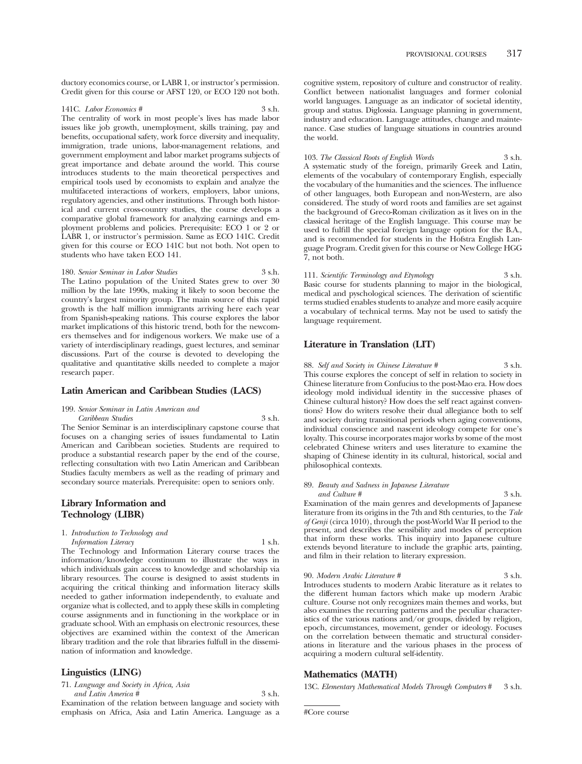ductory economics course, or LABR 1, or instructor's permission. Credit given for this course or AFST 120, or ECO 120 not both.

141C. *Labor Economics #* 3 s.h.
The centrality of work in most people's lives has made labor issues like job growth, unemployment, skills training, pay and benefits, occupational safety, work force diversity and inequality, immigration, trade unions, labor-management relations, and government employment and labor market programs subjects of great importance and debate around the world. This course introduces students to the main theoretical perspectives and empirical tools used by economists to explain and analyze the multifaceted interactions of workers, employers, labor unions, regulatory agencies, and other institutions. Through both historical and current cross-country studies, the course develops a comparative global framework for analyzing earnings and employment problems and policies. Prerequisite: ECO 1 or 2 or LABR 1, or instructor's permission. Same as ECO 141C. Credit given for this course or ECO 141C but not both. Not open to students who have taken ECO 141.

180. *Senior Seminar in Labor Studies* 3 s.h.
The Latino population of the United States grew to over 30 million by the late 1990s, making it likely to soon become the country's largest minority group. The main source of this rapid growth is the half million immigrants arriving here each year from Spanish-speaking nations. This course explores the labor market implications of this historic trend, both for the newcomers themselves and for indigenous workers. We make use of a variety of interdisciplinary readings, guest lectures, and seminar discussions. Part of the course is devoted to developing the qualitative and quantitative skills needed to complete a major research paper.

## Latin American and Caribbean Studies (LACS)

199. *Senior Seminar in Latin American and Caribbean Studies* 3 s.h.
The Senior Seminar is an interdisciplinary capstone course that focuses on a changing series of issues fundamental to Latin American and Caribbean societies. Students are required to produce a substantial research paper by the end of the course, reflecting consultation with two Latin American and Caribbean Studies faculty members as well as the reading of primary and secondary source materials. Prerequisite: open to seniors only.

## Library Information and Technology (LIBR)

1. *Introduction to Technology and Information Literacy* 1 s.h.
The Technology and Information Literary course traces the information/knowledge continuum to illustrate the ways in which individuals gain access to knowledge and scholarship via library resources. The course is designed to assist students in acquiring the critical thinking and information literacy skills needed to gather information independently, to evaluate and organize what is collected, and to apply these skills in completing course assignments and in functioning in the workplace or in graduate school. With an emphasis on electronic resources, these objectives are examined within the context of the American library tradition and the role that libraries fulfull in the dissemination of information and knowledge.

## Linguistics (LING)

71. *Language and Society in Africa, Asia and Latin America #* 3 s.h.
Examination of the relation between language and society with emphasis on Africa, Asia and Latin America. Language as a cognitive system, repository of culture and constructor of reality. Conflict between nationalist languages and former colonial world languages. Language as an indicator of societal identity, group and status. Diglossia. Language planning in government, industry and education. Language attitudes, change and maintenance. Case studies of language situations in countries around the world.

103. *The Classical Roots of English Words* 3 s.h.
A systematic study of the foreign, primarily Greek and Latin, elements of the vocabulary of contemporary English, especially the vocabulary of the humanities and the sciences. The influence of other languages, both European and non-Western, are also considered. The study of word roots and families are set against the background of Greco-Roman civilization as it lives on in the classical heritage of the English language. This course may be used to fulfill the special foreign language option for the B.A., and is recommended for students in the Hofstra English Language Program. Credit given for this course or New College HGG 7, not both.

111. *Scientific Terminology and Etymology* 3 s.h.
Basic course for students planning to major in the biological, medical and pyschological sciences. The derivation of scientific terms studied enables students to analyze and more easily acquire a vocabulary of technical terms. May not be used to satisfy the language requirement.

## Literature in Translation (LIT)

88. *Self and Society in Chinese Literature #* 3 s.h.
This course explores the concept of self in relation to society in Chinese literature from Confucius to the post-Mao era. How does ideology mold individual identity in the successive phases of Chinese cultural history? How does the self react against conventions? How do writers resolve their dual allegiance both to self and society during transitional periods when aging conventions, individual conscience and nascent ideology compete for one's loyalty. This course incorporates major works by some of the most celebrated Chinese writers and uses literature to examine the shaping of Chinese identity in its cultural, historical, social and philosophical contexts.

89. *Beauty and Sadness in Japanese Literature and Culture #* 3 s.h.
Examination of the main genres and developments of Japanese literature from its origins in the 7th and 8th centuries, to the *Tale of Genji* (circa 1010), through the post-World War II period to the present, and describes the sensibility and modes of perception that inform these works. This inquiry into Japanese culture extends beyond literature to include the graphic arts, painting, and film in their relation to literary expression.

90. *Modern Arabic Literature #* 3 s.h.
Introduces students to modern Arabic literature as it relates to the different human factors which make up modern Arabic culture. Course not only recognizes main themes and works, but also examines the recurring patterns and the peculiar characteristics of the various nations and/or groups, divided by religion, epoch, circumstances, movement, gender or ideology. Focuses on the correlation between thematic and structural considerations in literature and the various phases in the process of acquiring a modern cultural self-identity.

## Mathematics (MATH)

13C. *Elementary Mathematical Models Through Computers #* 3 s.h.

#Core course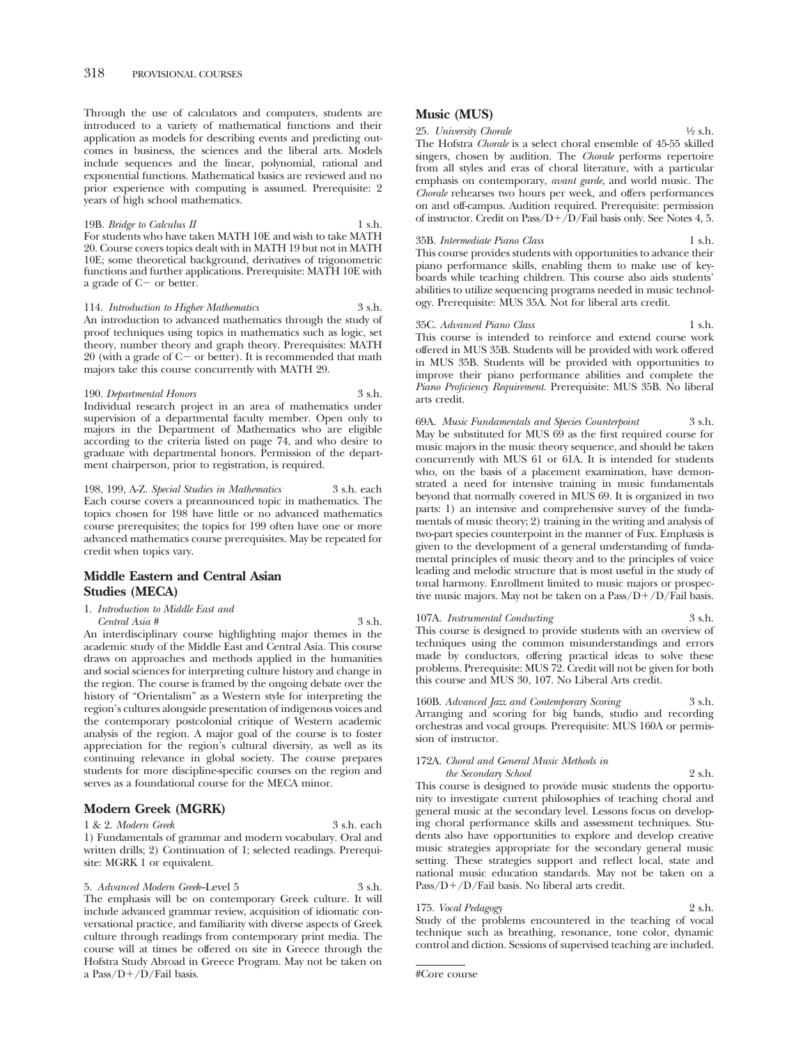Through the use of calculators and computers, students are introduced to a variety of mathematical functions and their application as models for describing events and predicting outcomes in business, the sciences and the liberal arts. Models include sequences and the linear, polynomial, rational and exponential functions. Mathematical basics are reviewed and no prior experience with computing is assumed. Prerequisite: 2 years of high school mathematics.

19B. *Bridge to Calculus II* 1 s.h.
For students who have taken MATH 10E and wish to take MATH 20. Course covers topics dealt with in MATH 19 but not in MATH 10E; some theoretical background, derivatives of trigonometric functions and further applications. Prerequisite: MATH 10E with a grade of C− or better.

114. *Introduction to Higher Mathematics* 3 s.h.
An introduction to advanced mathematics through the study of proof techniques using topics in mathematics such as logic, set theory, number theory and graph theory. Prerequisites: MATH 20 (with a grade of C− or better). It is recommended that math majors take this course concurrently with MATH 29.

190. *Departmental Honors* 3 s.h.
Individual research project in an area of mathematics under supervision of a departmental faculty member. Open only to majors in the Department of Mathematics who are eligible according to the criteria listed on page 74, and who desire to graduate with departmental honors. Permission of the department chairperson, prior to registration, is required.

198, 199, A-Z. *Special Studies in Mathematics* 3 s.h. each
Each course covers a preannounced topic in mathematics. The topics chosen for 198 have little or no advanced mathematics course prerequisites; the topics for 199 often have one or more advanced mathematics course prerequisites. May be repeated for credit when topics vary.

## Middle Eastern and Central Asian Studies (MECA)

1. *Introduction to Middle East and Central Asia* # 3 s.h.
An interdisciplinary course highlighting major themes in the academic study of the Middle East and Central Asia. This course draws on approaches and methods applied in the humanities and social sciences for interpreting culture history and change in the region. The course is framed by the ongoing debate over the history of "Orientalism" as a Western style for interpreting the region's cultures alongside presentation of indigenous voices and the contemporary postcolonial critique of Western academic analysis of the region. A major goal of the course is to foster appreciation for the region's cultural diversity, as well as its continuing relevance in global society. The course prepares students for more discipline-specific courses on the region and serves as a foundational course for the MECA minor.

## Modern Greek (MGRK)

1 & 2. *Modern Greek* 3 s.h. each
1) Fundamentals of grammar and modern vocabulary. Oral and written drills; 2) Continuation of 1; selected readings. Prerequisite: MGRK 1 or equivalent.

5. *Advanced Modern Greek*–Level 5 3 s.h.
The emphasis will be on contemporary Greek culture. It will include advanced grammar review, acquisition of idiomatic conversational practice, and familiarity with diverse aspects of Greek culture through readings from contemporary print media. The course will at times be offered on site in Greece through the Hofstra Study Abroad in Greece Program. May not be taken on a Pass/D+/D/Fail basis.

## Music (MUS)

25. *University Chorale* ½ s.h.
The Hofstra *Chorale* is a select choral ensemble of 45-55 skilled singers, chosen by audition. The *Chorale* performs repertoire from all styles and eras of choral literature, with a particular emphasis on contemporary, *avant garde*, and world music. The *Chorale* rehearses two hours per week, and offers performances on and off-campus. Audition required. Prerequisite: permission of instructor. Credit on Pass/D+/D/Fail basis only. See Notes 4, 5.

35B. *Intermediate Piano Class* 1 s.h.
This course provides students with opportunities to advance their piano performance skills, enabling them to make use of keyboards while teaching children. This course also aids students' abilities to utilize sequencing programs needed in music technology. Prerequisite: MUS 35A. Not for liberal arts credit.

35C. *Advanced Piano Class* 1 s.h.
This course is intended to reinforce and extend course work offered in MUS 35B. Students will be provided with work offered in MUS 35B. Students will be provided with opportunities to improve their piano performance abilities and complete the *Piano Proficiency Requirement*. Prerequisite: MUS 35B. No liberal arts credit.

69A. *Music Fundamentals and Species Counterpoint* 3 s.h.
May be substituted for MUS 69 as the first required course for music majors in the music theory sequence, and should be taken concurrently with MUS 61 or 61A. It is intended for students who, on the basis of a placement examination, have demonstrated a need for intensive training in music fundamentals beyond that normally covered in MUS 69. It is organized in two parts: 1) an intensive and comprehensive survey of the fundamentals of music theory; 2) training in the writing and analysis of two-part species counterpoint in the manner of Fux. Emphasis is given to the development of a general understanding of fundamental principles of music theory and to the principles of voice leading and melodic structure that is most useful in the study of tonal harmony. Enrollment limited to music majors or prospective music majors. May not be taken on a Pass/D+/D/Fail basis.

107A. *Instrumental Conducting* 3 s.h.
This course is designed to provide students with an overview of techniques using the common misunderstandings and errors made by conductors, offering practical ideas to solve these problems. Prerequisite: MUS 72. Credit will not be given for both this course and MUS 30, 107. No Liberal Arts credit.

160B. *Advanced Jazz and Contemporary Scoring* 3 s.h.
Arranging and scoring for big bands, studio and recording orchestras and vocal groups. Prerequisite: MUS 160A or permission of instructor.

172A. *Choral and General Music Methods in the Secondary School* 2 s.h.
This course is designed to provide music students the opportunity to investigate current philosophies of teaching choral and general music at the secondary level. Lessons focus on developing choral performance skills and assessment techniques. Students also have opportunities to explore and develop creative music strategies appropriate for the secondary general music setting. These strategies support and reflect local, state and national music education standards. May not be taken on a Pass/D+/D/Fail basis. No liberal arts credit.

175. *Vocal Pedagogy* 2 s.h.
Study of the problems encountered in the teaching of vocal technique such as breathing, resonance, tone color, dynamic control and diction. Sessions of supervised teaching are included.

#Core course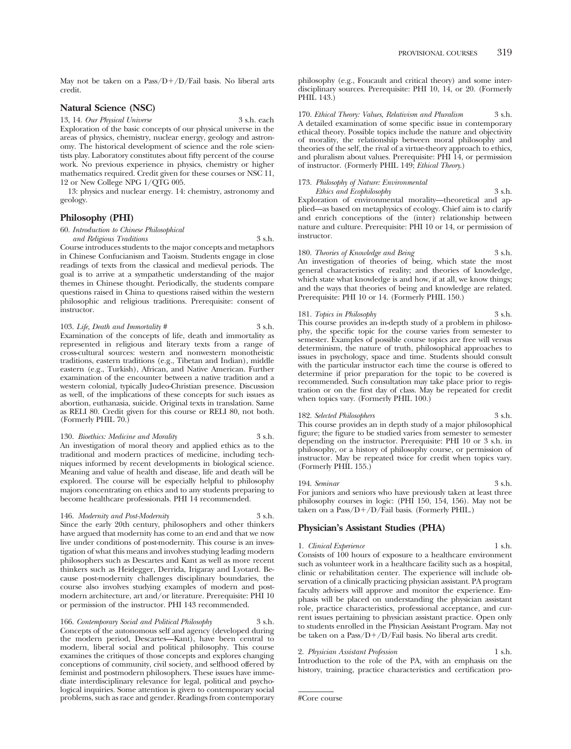May not be taken on a Pass/D+/D/Fail basis. No liberal arts credit.

## Natural Science (NSC)

13, 14. *Our Physical Universe* 3 s.h. each
Exploration of the basic concepts of our physical universe in the areas of physics, chemistry, nuclear energy, geology and astronomy. The historical development of science and the role scientists play. Laboratory constitutes about fifty percent of the course work. No previous experience in physics, chemistry or higher mathematics required. Credit given for these courses or NSC 11, 12 or New College NPG 1/QTG 005.

13: physics and nuclear energy. 14: chemistry, astronomy and geology.

## Philosophy (PHI)

60. *Introduction to Chinese Philosophical and Religious Traditions* 3 s.h.
Course introduces students to the major concepts and metaphors in Chinese Confucianism and Taoism. Students engage in close readings of texts from the classical and medieval periods. The goal is to arrive at a sympathetic understanding of the major themes in Chinese thought. Periodically, the students compare questions raised in China to questions raised within the western philosophic and religious traditions. Prerequisite: consent of instructor.

103. *Life, Death and Immortality #* 3 s.h.
Examination of the concepts of life, death and immortality as represented in religious and literary texts from a range of cross-cultural sources: western and nonwestern monotheistic traditions, eastern traditions (e.g., Tibetan and Indian), middle eastern (e.g., Turkish), African, and Native American. Further examination of the encounter between a native tradition and a western colonial, typically Judeo-Christian presence. Discussion as well, of the implications of these concepts for such issues as abortion, euthanasia, suicide. Original texts in translation. Same as RELI 80. Credit given for this course or RELI 80, not both. (Formerly PHIL 70.)

130. *Bioethics: Medicine and Morality* 3 s.h.
An investigation of moral theory and applied ethics as to the traditional and modern practices of medicine, including techniques informed by recent developments in biological science. Meaning and value of health and disease, life and death will be explored. The course will be especially helpful to philosophy majors concentrating on ethics and to any students preparing to become healthcare professionals. PHI 14 recommended.

146. *Modernity and Post-Modernity* 3 s.h.
Since the early 20th century, philosophers and other thinkers have argued that modernity has come to an end and that we now live under conditions of post-modernity. This course is an investigation of what this means and involves studying leading modern philosophers such as Descartes and Kant as well as more recent thinkers such as Heidegger, Derrida, Irigaray and Lyotard. Because post-modernity challenges disciplinary boundaries, the course also involves studying examples of modern and post-modern architecture, art and/or literature. Prerequisite: PHI 10 or permission of the instructor. PHI 143 recommended.

166. *Contemporary Social and Political Philosophy* 3 s.h.
Concepts of the autonomous self and agency (developed during the modern period, Descartes—Kant), have been central to modern, liberal social and political philosophy. This course examines the critiques of those concepts and explores changing conceptions of community, civil society, and selfhood offered by feminist and postmodern philosophers. These issues have immediate interdisciplinary relevance for legal, political and psychological inquiries. Some attention is given to contemporary social problems, such as race and gender. Readings from contemporary philosophy (e.g., Foucault and critical theory) and some interdisciplinary sources. Prerequisite: PHI 10, 14, or 20. (Formerly PHIL 143.)

170. *Ethical Theory: Values, Relativism and Pluralism* 3 s.h.
A detailed examination of some specific issue in contemporary ethical theory. Possible topics include the nature and objectivity of morality, the relationship between moral philosophy and theories of the self, the rival of a virtue-theory approach to ethics, and pluralism about values. Prerequisite: PHI 14, or permission of instructor. (Formerly PHIL 149; *Ethical Theory*.)

173. *Philosophy of Nature: Environmental Ethics and Ecophilosophy* 3 s.h.
Exploration of environmental morality—theoretical and applied—as based on metaphysics of ecology. Chief aim is to clarify and enrich conceptions of the (inter) relationship between nature and culture. Prerequisite: PHI 10 or 14, or permission of instructor.

180. *Theories of Knowledge and Being* 3 s.h.
An investigation of theories of being, which state the most general characteristics of reality; and theories of knowledge, which state what knowledge is and how, if at all, we know things; and the ways that theories of being and knowledge are related. Prerequisite: PHI 10 or 14. (Formerly PHIL 150.)

181. *Topics in Philosophy* 3 s.h.
This course provides an in-depth study of a problem in philosophy, the specific topic for the course varies from semester to semester. Examples of possible course topics are free will versus determinism, the nature of truth, philosophical approaches to issues in psychology, space and time. Students should consult with the particular instructor each time the course is offered to determine if prior preparation for the topic to be covered is recommended. Such consultation may take place prior to registration or on the first day of class. May be repeated for credit when topics vary. (Formerly PHIL 100.)

182. *Selected Philosophers* 3 s.h.
This course provides an in depth study of a major philosophical figure; the figure to be studied varies from semester to semester depending on the instructor. Prerequisite: PHI 10 or 3 s.h. in philosophy, or a history of philosophy course, or permission of instructor. May be repeated twice for credit when topics vary. (Formerly PHIL 155.)

194. *Seminar* 3 s.h.
For juniors and seniors who have previously taken at least three philosophy courses in logic: (PHI 150, 154, 156). May not be taken on a Pass/D+/D/Fail basis. (Formerly PHIL.)

## Physician's Assistant Studies (PHA)

1. *Clinical Experience* 1 s.h.
Consists of 100 hours of exposure to a healthcare environment such as volunteer work in a healthcare facility such as a hospital, clinic or rehabilitation center. The experience will include observation of a clinically practicing physician assistant. PA program faculty advisers will approve and monitor the experience. Emphasis will be placed on understanding the physician assistant role, practice characteristics, professional acceptance, and current issues pertaining to physician assistant practice. Open only to students enrolled in the Physician Assistant Program. May not be taken on a Pass/D+/D/Fail basis. No liberal arts credit.

2. *Physician Assistant Profession* 1 s.h.
Introduction to the role of the PA, with an emphasis on the history, training, practice characteristics and certification pro-

#Core course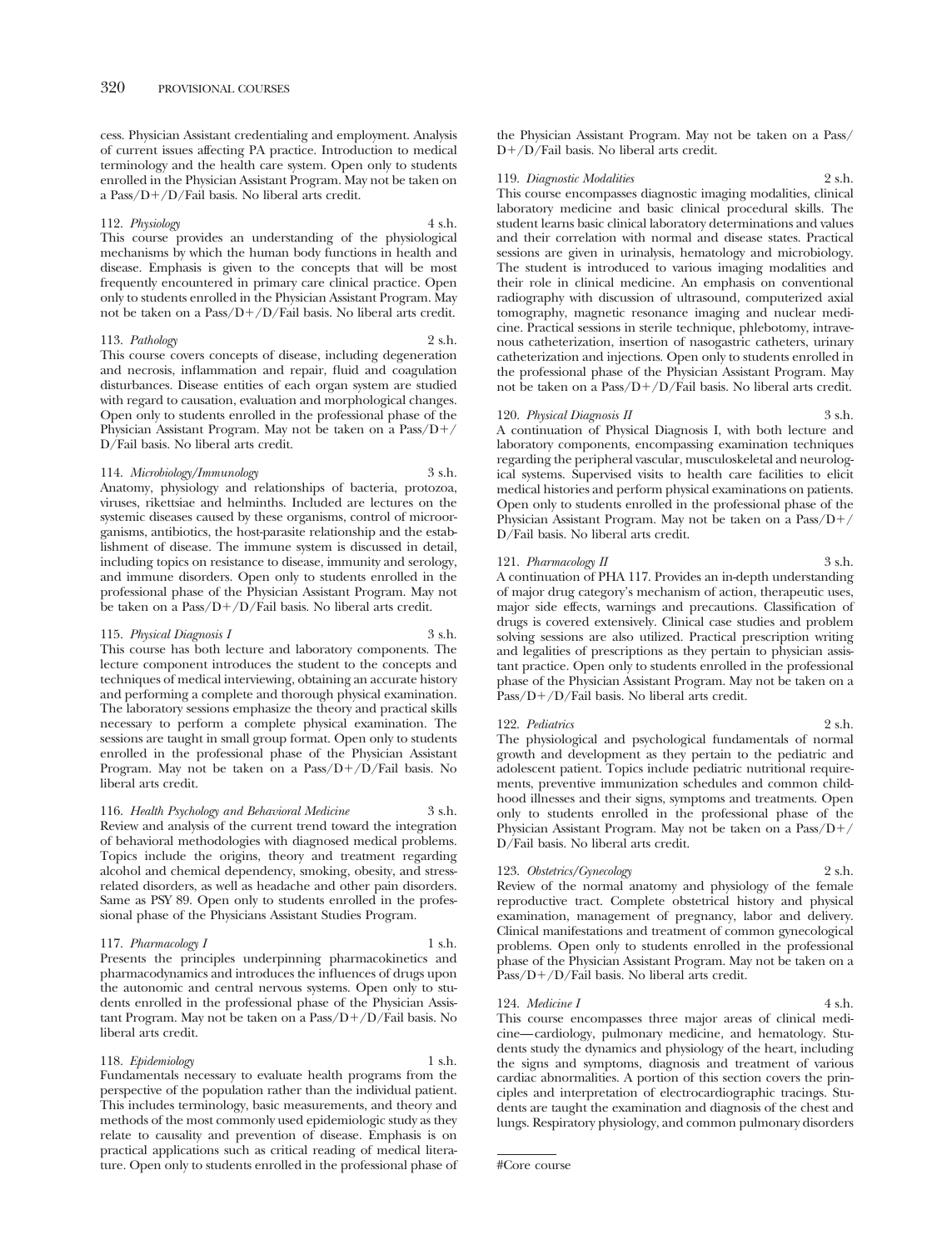cess. Physician Assistant credentialing and employment. Analysis of current issues affecting PA practice. Introduction to medical terminology and the health care system. Open only to students enrolled in the Physician Assistant Program. May not be taken on a Pass/D+/D/Fail basis. No liberal arts credit.

112. *Physiology* 4 s.h.
This course provides an understanding of the physiological mechanisms by which the human body functions in health and disease. Emphasis is given to the concepts that will be most frequently encountered in primary care clinical practice. Open only to students enrolled in the Physician Assistant Program. May not be taken on a Pass/D+/D/Fail basis. No liberal arts credit.

113. *Pathology* 2 s.h.
This course covers concepts of disease, including degeneration and necrosis, inflammation and repair, fluid and coagulation disturbances. Disease entities of each organ system are studied with regard to causation, evaluation and morphological changes. Open only to students enrolled in the professional phase of the Physician Assistant Program. May not be taken on a Pass/D+/D/Fail basis. No liberal arts credit.

114. *Microbiology/Immunology* 3 s.h.
Anatomy, physiology and relationships of bacteria, protozoa, viruses, rikettsiae and helminths. Included are lectures on the systemic diseases caused by these organisms, control of microorganisms, antibiotics, the host-parasite relationship and the establishment of disease. The immune system is discussed in detail, including topics on resistance to disease, immunity and serology, and immune disorders. Open only to students enrolled in the professional phase of the Physician Assistant Program. May not be taken on a Pass/D+/D/Fail basis. No liberal arts credit.

115. *Physical Diagnosis I* 3 s.h.
This course has both lecture and laboratory components. The lecture component introduces the student to the concepts and techniques of medical interviewing, obtaining an accurate history and performing a complete and thorough physical examination. The laboratory sessions emphasize the theory and practical skills necessary to perform a complete physical examination. The sessions are taught in small group format. Open only to students enrolled in the professional phase of the Physician Assistant Program. May not be taken on a Pass/D+/D/Fail basis. No liberal arts credit.

116. *Health Psychology and Behavioral Medicine* 3 s.h.
Review and analysis of the current trend toward the integration of behavioral methodologies with diagnosed medical problems. Topics include the origins, theory and treatment regarding alcohol and chemical dependency, smoking, obesity, and stress-related disorders, as well as headache and other pain disorders. Same as PSY 89. Open only to students enrolled in the professional phase of the Physicians Assistant Studies Program.

117. *Pharmacology I* 1 s.h.
Presents the principles underpinning pharmacokinetics and pharmacodynamics and introduces the influences of drugs upon the autonomic and central nervous systems. Open only to students enrolled in the professional phase of the Physician Assistant Program. May not be taken on a Pass/D+/D/Fail basis. No liberal arts credit.

118. *Epidemiology* 1 s.h.
Fundamentals necessary to evaluate health programs from the perspective of the population rather than the individual patient. This includes terminology, basic measurements, and theory and methods of the most commonly used epidemiologic study as they relate to causality and prevention of disease. Emphasis is on practical applications such as critical reading of medical literature. Open only to students enrolled in the professional phase of the Physician Assistant Program. May not be taken on a Pass/D+/D/Fail basis. No liberal arts credit.

119. *Diagnostic Modalities* 2 s.h.
This course encompasses diagnostic imaging modalities, clinical laboratory medicine and basic clinical procedural skills. The student learns basic clinical laboratory determinations and values and their correlation with normal and disease states. Practical sessions are given in urinalysis, hematology and microbiology. The student is introduced to various imaging modalities and their role in clinical medicine. An emphasis on conventional radiography with discussion of ultrasound, computerized axial tomography, magnetic resonance imaging and nuclear medicine. Practical sessions in sterile technique, phlebotomy, intravenous catheterization, insertion of nasogastric catheters, urinary catheterization and injections. Open only to students enrolled in the professional phase of the Physician Assistant Program. May not be taken on a Pass/D+/D/Fail basis. No liberal arts credit.

120. *Physical Diagnosis II* 3 s.h.
A continuation of Physical Diagnosis I, with both lecture and laboratory components, encompassing examination techniques regarding the peripheral vascular, musculoskeletal and neurological systems. Supervised visits to health care facilities to elicit medical histories and perform physical examinations on patients. Open only to students enrolled in the professional phase of the Physician Assistant Program. May not be taken on a Pass/D+/D/Fail basis. No liberal arts credit.

121. *Pharmacology II* 3 s.h.
A continuation of PHA 117. Provides an in-depth understanding of major drug category's mechanism of action, therapeutic uses, major side effects, warnings and precautions. Classification of drugs is covered extensively. Clinical case studies and problem solving sessions are also utilized. Practical prescription writing and legalities of prescriptions as they pertain to physician assistant practice. Open only to students enrolled in the professional phase of the Physician Assistant Program. May not be taken on a Pass/D+/D/Fail basis. No liberal arts credit.

122. *Pediatrics* 2 s.h.
The physiological and psychological fundamentals of normal growth and development as they pertain to the pediatric and adolescent patient. Topics include pediatric nutritional requirements, preventive immunization schedules and common childhood illnesses and their signs, symptoms and treatments. Open only to students enrolled in the professional phase of the Physician Assistant Program. May not be taken on a Pass/D+/D/Fail basis. No liberal arts credit.

123. *Obstetrics/Gynecology* 2 s.h.
Review of the normal anatomy and physiology of the female reproductive tract. Complete obstetrical history and physical examination, management of pregnancy, labor and delivery. Clinical manifestations and treatment of common gynecological problems. Open only to students enrolled in the professional phase of the Physician Assistant Program. May not be taken on a Pass/D+/D/Fail basis. No liberal arts credit.

124. *Medicine I* 4 s.h.
This course encompasses three major areas of clinical medicine—cardiology, pulmonary medicine, and hematology. Students study the dynamics and physiology of the heart, including the signs and symptoms, diagnosis and treatment of various cardiac abnormalities. A portion of this section covers the principles and interpretation of electrocardiographic tracings. Students are taught the examination and diagnosis of the chest and lungs. Respiratory physiology, and common pulmonary disorders

#Core course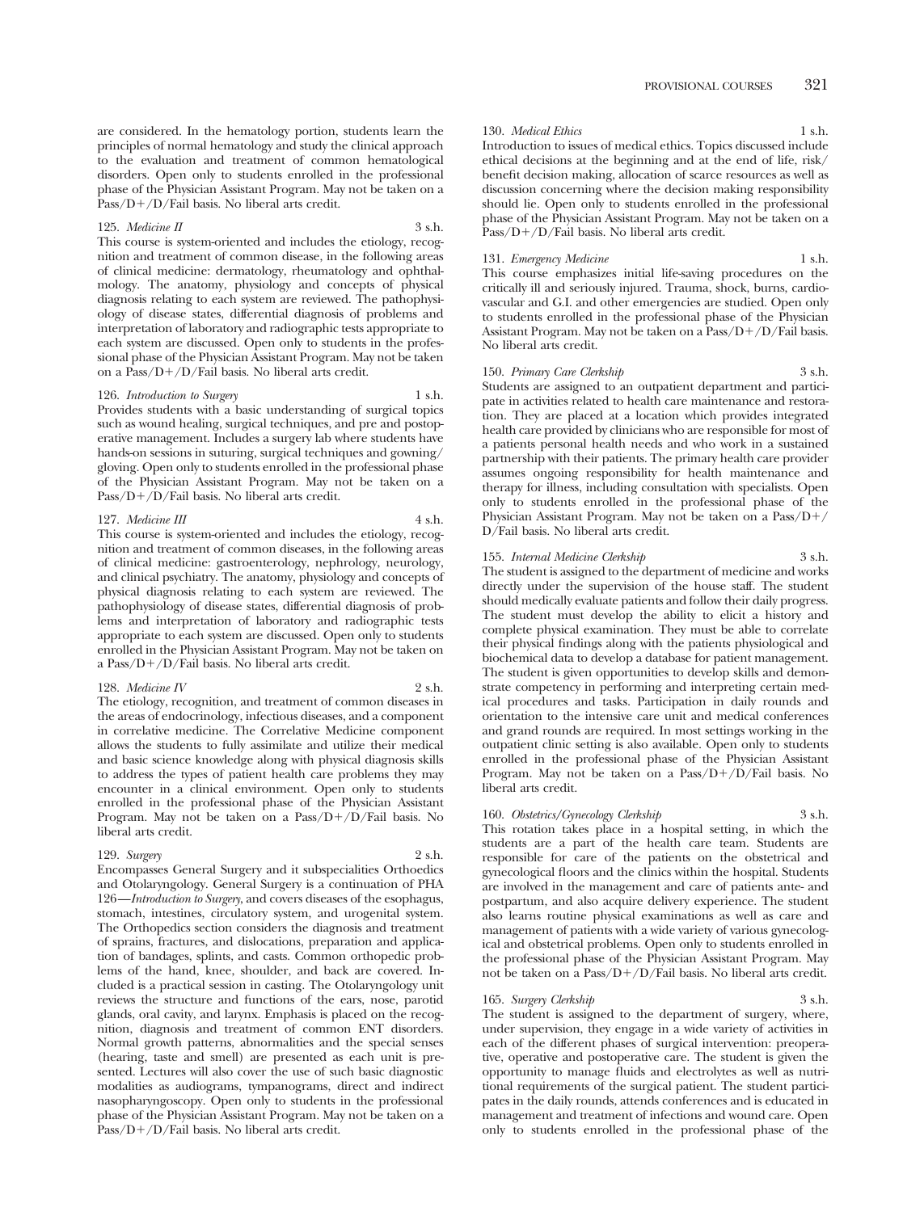are considered. In the hematology portion, students learn the principles of normal hematology and study the clinical approach to the evaluation and treatment of common hematological disorders. Open only to students enrolled in the professional phase of the Physician Assistant Program. May not be taken on a Pass/D+/D/Fail basis. No liberal arts credit.

125. *Medicine II* 3 s.h.
This course is system-oriented and includes the etiology, recognition and treatment of common disease, in the following areas of clinical medicine: dermatology, rheumatology and ophthalmology. The anatomy, physiology and concepts of physical diagnosis relating to each system are reviewed. The pathophysiology of disease states, differential diagnosis of problems and interpretation of laboratory and radiographic tests appropriate to each system are discussed. Open only to students in the professional phase of the Physician Assistant Program. May not be taken on a Pass/D+/D/Fail basis. No liberal arts credit.

126. *Introduction to Surgery* 1 s.h.
Provides students with a basic understanding of surgical topics such as wound healing, surgical techniques, and pre and postoperative management. Includes a surgery lab where students have hands-on sessions in suturing, surgical techniques and gowning/gloving. Open only to students enrolled in the professional phase of the Physician Assistant Program. May not be taken on a Pass/D+/D/Fail basis. No liberal arts credit.

127. *Medicine III* 4 s.h.
This course is system-oriented and includes the etiology, recognition and treatment of common diseases, in the following areas of clinical medicine: gastroenterology, nephrology, neurology, and clinical psychiatry. The anatomy, physiology and concepts of physical diagnosis relating to each system are reviewed. The pathophysiology of disease states, differential diagnosis of problems and interpretation of laboratory and radiographic tests appropriate to each system are discussed. Open only to students enrolled in the Physician Assistant Program. May not be taken on a Pass/D+/D/Fail basis. No liberal arts credit.

128. *Medicine IV* 2 s.h.
The etiology, recognition, and treatment of common diseases in the areas of endocrinology, infectious diseases, and a component in correlative medicine. The Correlative Medicine component allows the students to fully assimilate and utilize their medical and basic science knowledge along with physical diagnosis skills to address the types of patient health care problems they may encounter in a clinical environment. Open only to students enrolled in the professional phase of the Physician Assistant Program. May not be taken on a Pass/D+/D/Fail basis. No liberal arts credit.

129. *Surgery* 2 s.h.
Encompasses General Surgery and it subspecialities Orthoedics and Otolaryngology. General Surgery is a continuation of PHA 126—*Introduction to Surgery*, and covers diseases of the esophagus, stomach, intestines, circulatory system, and urogenital system. The Orthopedics section considers the diagnosis and treatment of sprains, fractures, and dislocations, preparation and application of bandages, splints, and casts. Common orthopedic problems of the hand, knee, shoulder, and back are covered. Included is a practical session in casting. The Otolaryngology unit reviews the structure and functions of the ears, nose, parotid glands, oral cavity, and larynx. Emphasis is placed on the recognition, diagnosis and treatment of common ENT disorders. Normal growth patterns, abnormalities and the special senses (hearing, taste and smell) are presented as each unit is presented. Lectures will also cover the use of such basic diagnostic modalities as audiograms, tympanograms, direct and indirect nasopharyngoscopy. Open only to students in the professional phase of the Physician Assistant Program. May not be taken on a Pass/D+/D/Fail basis. No liberal arts credit.

130. *Medical Ethics* 1 s.h.
Introduction to issues of medical ethics. Topics discussed include ethical decisions at the beginning and at the end of life, risk/benefit decision making, allocation of scarce resources as well as discussion concerning where the decision making responsibility should lie. Open only to students enrolled in the professional phase of the Physician Assistant Program. May not be taken on a Pass/D+/D/Fail basis. No liberal arts credit.

131. *Emergency Medicine* 1 s.h.
This course emphasizes initial life-saving procedures on the critically ill and seriously injured. Trauma, shock, burns, cardiovascular and G.I. and other emergencies are studied. Open only to students enrolled in the professional phase of the Physician Assistant Program. May not be taken on a Pass/D+/D/Fail basis. No liberal arts credit.

150. *Primary Care Clerkship* 3 s.h.
Students are assigned to an outpatient department and participate in activities related to health care maintenance and restoration. They are placed at a location which provides integrated health care provided by clinicians who are responsible for most of a patients personal health needs and who work in a sustained partnership with their patients. The primary health care provider assumes ongoing responsibility for health maintenance and therapy for illness, including consultation with specialists. Open only to students enrolled in the professional phase of the Physician Assistant Program. May not be taken on a Pass/D+/D/Fail basis. No liberal arts credit.

155. *Internal Medicine Clerkship* 3 s.h.
The student is assigned to the department of medicine and works directly under the supervision of the house staff. The student should medically evaluate patients and follow their daily progress. The student must develop the ability to elicit a history and complete physical examination. They must be able to correlate their physical findings along with the patients physiological and biochemical data to develop a database for patient management. The student is given opportunities to develop skills and demonstrate competency in performing and interpreting certain medical procedures and tasks. Participation in daily rounds and orientation to the intensive care unit and medical conferences and grand rounds are required. In most settings working in the outpatient clinic setting is also available. Open only to students enrolled in the professional phase of the Physician Assistant Program. May not be taken on a Pass/D+/D/Fail basis. No liberal arts credit.

160. *Obstetrics/Gynecology Clerkship* 3 s.h.
This rotation takes place in a hospital setting, in which the students are a part of the health care team. Students are responsible for care of the patients on the obstetrical and gynecological floors and the clinics within the hospital. Students are involved in the management and care of patients ante- and postpartum, and also acquire delivery experience. The student also learns routine physical examinations as well as care and management of patients with a wide variety of various gynecological and obstetrical problems. Open only to students enrolled in the professional phase of the Physician Assistant Program. May not be taken on a Pass/D+/D/Fail basis. No liberal arts credit.

165. *Surgery Clerkship* 3 s.h.
The student is assigned to the department of surgery, where, under supervision, they engage in a wide variety of activities in each of the different phases of surgical intervention: preoperative, operative and postoperative care. The student is given the opportunity to manage fluids and electrolytes as well as nutritional requirements of the surgical patient. The student participates in the daily rounds, attends conferences and is educated in management and treatment of infections and wound care. Open only to students enrolled in the professional phase of the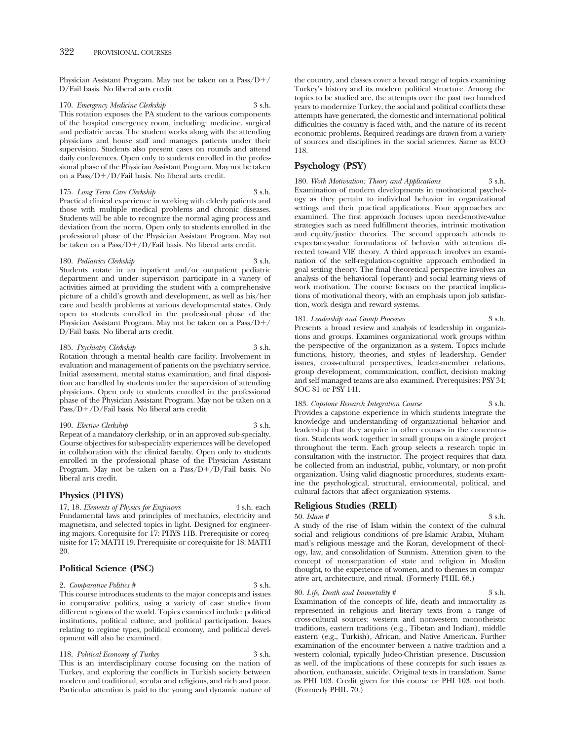Physician Assistant Program. May not be taken on a Pass/D+/D/Fail basis. No liberal arts credit.

170. *Emergency Medicine Clerkship* 3 s.h.
This rotation exposes the PA student to the various components of the hospital emergency room, including: medicine, surgical and pediatric areas. The student works along with the attending physicians and house staff and manages patients under their supervision. Students also present cases on rounds and attend daily conferences. Open only to students enrolled in the professional phase of the Physician Assistant Program. May not be taken on a Pass/D+/D/Fail basis. No liberal arts credit.

175. *Long Term Care Clerkship* 3 s.h.
Practical clinical experience in working with elderly patients and those with multiple medical problems and chronic diseases. Students will be able to recognize the normal aging process and deviation from the norm. Open only to students enrolled in the professional phase of the Physician Assistant Program. May not be taken on a Pass/D+/D/Fail basis. No liberal arts credit.

180. *Pediatrics Clerkship* 3 s.h.
Students rotate in an inpatient and/or outpatient pediatric department and under supervision participate in a variety of activities aimed at providing the student with a comprehensive picture of a child's growth and development, as well as his/her care and health problems at various developmental states. Only open to students enrolled in the professional phase of the Physician Assistant Program. May not be taken on a Pass/D+/D/Fail basis. No liberal arts credit.

185. *Psychiatry Clerkship* 3 s.h.
Rotation through a mental health care facility. Involvement in evaluation and management of patients on the psychiatry service. Initial assessment, mental status examination, and final disposition are handled by students under the supervision of attending physicians. Open only to students enrolled in the professional phase of the Physician Assistant Program. May not be taken on a Pass/D+/D/Fail basis. No liberal arts credit.

190. *Elective Clerkship* 3 s.h.
Repeat of a mandatory clerkship, or in an approved sub-specialty. Course objectives for sub-speciality experiences will be developed in collaboration with the clinical faculty. Open only to students enrolled in the professional phase of the Physician Assistant Program. May not be taken on a Pass/D+/D/Fail basis. No liberal arts credit.

## Physics (PHYS)

17, 18. *Elements of Physics for Engineers* 4 s.h. each
Fundamental laws and principles of mechanics, electricity and magnetism, and selected topics in light. Designed for engineering majors. Corequisite for 17: PHYS 11B. Prerequisite or corequisite for 17: MATH 19. Prerequisite or corequisite for 18: MATH 20.

## Political Science (PSC)

2. *Comparative Politics #* 3 s.h.
This course introduces students to the major concepts and issues in comparative politics, using a variety of case studies from different regions of the world. Topics examined include: political institutions, political culture, and political participation. Issues relating to regime types, political economy, and political development will also be examined.

118. *Political Economy of Turkey* 3 s.h.
This is an interdisciplinary course focusing on the nation of Turkey, and exploring the conflicts in Turkish society between modern and traditional, secular and religious, and rich and poor. Particular attention is paid to the young and dynamic nature of the country, and classes cover a broad range of topics examining Turkey's history and its modern political structure. Among the topics to be studied are, the attempts over the past two hundred years to modernize Turkey, the social and political conflicts these attempts have generated, the domestic and international political difficulties the country is faced with, and the nature of its recent economic problems. Required readings are drawn from a variety of sources and disciplines in the social sciences. Same as ECO 118.

## Psychology (PSY)

180. *Work Motivation: Theory and Applications* 3 s.h.
Examination of modern developments in motivational psychology as they pertain to individual behavior in organizational settings and their practical applications. Four approaches are examined. The first approach focuses upon need-motive-value strategies such as need fulfillment theories, intrinsic motivation and equity/justice theories. The second approach attends to expectancy-value formulations of behavior with attention directed toward VIE theory. A third approach involves an examination of the self-regulation-cognitive approach embodied in goal setting theory. The final theoretical perspective involves an analysis of the behavioral (operant) and social learning views of work motivation. The course focuses on the practical implications of motivational theory, with an emphasis upon job satisfaction, work design and reward systems.

181. *Leadership and Group Processes* 3 s.h.
Presents a broad review and analysis of leadership in organizations and groups. Examines organizational work groups within the perspective of the organization as a system. Topics include functions, history, theories, and styles of leadership. Gender issues, cross-cultural perspectives, leader-member relations, group development, communication, conflict, decision making and self-managed teams are also examined. Prerequisites: PSY 34; SOC 81 or PSY 141.

183. *Capstone Research Integration Course* 3 s.h.
Provides a capstone experience in which students integrate the knowledge and understanding of organizational behavior and leadership that they acquire in other courses in the concentration. Students work together in small groups on a single project throughout the term. Each group selects a research topic in consultation with the instructor. The project requires that data be collected from an industrial, public, voluntary, or non-profit organization. Using valid diagnostic procedures, students examine the psychological, structural, envionmental, political, and cultural factors that affect organization systems.

## Religious Studies (RELI)

50. *Islam #* 3 s.h.
A study of the rise of Islam within the context of the cultural social and religious conditions of pre-Islamic Arabia, Muhammad's religious message and the Koran, development of theology, law, and consolidation of Sunnism. Attention given to the concept of nonseparation of state and religion in Muslim thought, to the experience of women, and to themes in comparative art, architecture, and ritual. (Formerly PHIL 68.)

80. *Life, Death and Immortality #* 3 s.h.
Examination of the concepts of life, death and immortality as represented in religious and literary texts from a range of cross-cultural sources: western and nonwestern monotheistic traditions, eastern traditions (e.g., Tibetan and Indian), middle eastern (e.g., Turkish), African, and Native American. Further examination of the encounter between a native tradition and a western colonial, typically Judeo-Christian presence. Discussion as well, of the implications of these concepts for such issues as abortion, euthanasia, suicide. Original texts in translation. Same as PHI 103. Credit given for this course or PHI 103, not both. (Formerly PHIL 70.)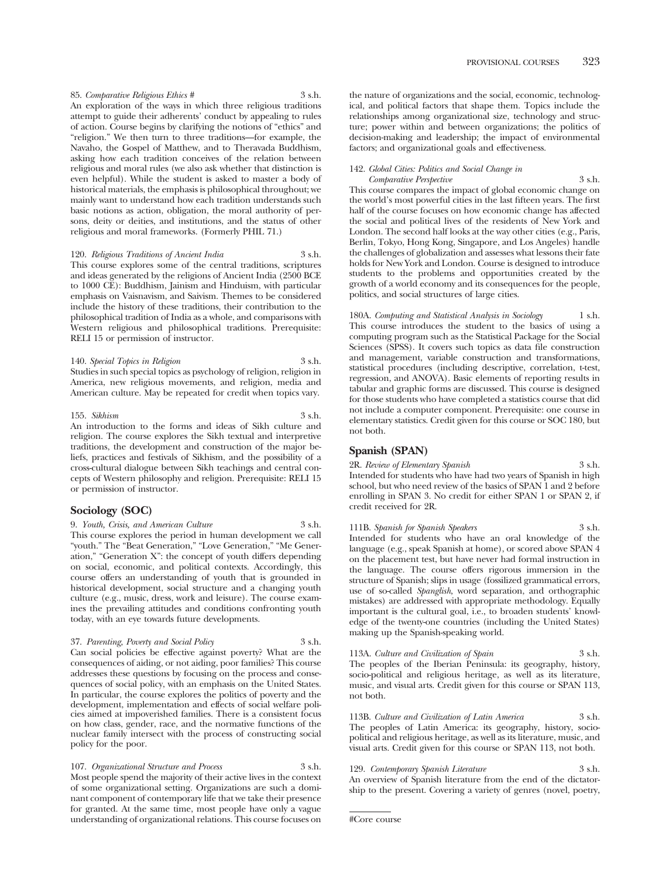85. *Comparative Religious Ethics #* 3 s.h.
An exploration of the ways in which three religious traditions attempt to guide their adherents' conduct by appealing to rules of action. Course begins by clarifying the notions of "ethics" and "religion." We then turn to three traditions—for example, the Navaho, the Gospel of Matthew, and to Theravada Buddhism, asking how each tradition conceives of the relation between religious and moral rules (we also ask whether that distinction is even helpful). While the student is asked to master a body of historical materials, the emphasis is philosophical throughout; we mainly want to understand how each tradition understands such basic notions as action, obligation, the moral authority of persons, deity or deities, and institutions, and the status of other religious and moral frameworks. (Formerly PHIL 71.)

120. *Religious Traditions of Ancient India* 3 s.h.
This course explores some of the central traditions, scriptures and ideas generated by the religions of Ancient India (2500 BCE to 1000 CE): Buddhism, Jainism and Hinduism, with particular emphasis on Vaisnavism, and Saivism. Themes to be considered include the history of these traditions, their contribution to the philosophical tradition of India as a whole, and comparisons with Western religious and philosophical traditions. Prerequisite: RELI 15 or permission of instructor.

140. *Special Topics in Religion* 3 s.h.
Studies in such special topics as psychology of religion, religion in America, new religious movements, and religion, media and American culture. May be repeated for credit when topics vary.

155. *Sikhism* 3 s.h.
An introduction to the forms and ideas of Sikh culture and religion. The course explores the Sikh textual and interpretive traditions, the development and construction of the major beliefs, practices and festivals of Sikhism, and the possibility of a cross-cultural dialogue between Sikh teachings and central concepts of Western philosophy and religion. Prerequisite: RELI 15 or permission of instructor.

## Sociology (SOC)

9. *Youth, Crisis, and American Culture* 3 s.h.
This course explores the period in human development we call "youth." The "Beat Generation," "Love Generation," "Me Generation," "Generation X": the concept of youth differs depending on social, economic, and political contexts. Accordingly, this course offers an understanding of youth that is grounded in historical development, social structure and a changing youth culture (e.g., music, dress, work and leisure). The course examines the prevailing attitudes and conditions confronting youth today, with an eye towards future developments.

37. *Parenting, Poverty and Social Policy* 3 s.h.
Can social policies be effective against poverty? What are the consequences of aiding, or not aiding, poor families? This course addresses these questions by focusing on the process and consequences of social policy, with an emphasis on the United States. In particular, the course explores the politics of poverty and the development, implementation and effects of social welfare policies aimed at impoverished families. There is a consistent focus on how class, gender, race, and the normative functions of the nuclear family intersect with the process of constructing social policy for the poor.

107. *Organizational Structure and Process* 3 s.h.
Most people spend the majority of their active lives in the context of some organizational setting. Organizations are such a dominant component of contemporary life that we take their presence for granted. At the same time, most people have only a vague understanding of organizational relations. This course focuses on the nature of organizations and the social, economic, technological, and political factors that shape them. Topics include the relationships among organizational size, technology and structure; power within and between organizations; the politics of decision-making and leadership; the impact of environmental factors; and organizational goals and effectiveness.

142. *Global Cities: Politics and Social Change in Comparative Perspective* 3 s.h.
This course compares the impact of global economic change on the world's most powerful cities in the last fifteen years. The first half of the course focuses on how economic change has affected the social and political lives of the residents of New York and London. The second half looks at the way other cities (e.g., Paris, Berlin, Tokyo, Hong Kong, Singapore, and Los Angeles) handle the challenges of globalization and assesses what lessons their fate holds for New York and London. Course is designed to introduce students to the problems and opportunities created by the growth of a world economy and its consequences for the people, politics, and social structures of large cities.

180A. *Computing and Statistical Analysis in Sociology* 1 s.h.
This course introduces the student to the basics of using a computing program such as the Statistical Package for the Social Sciences (SPSS). It covers such topics as data file construction and management, variable construction and transformations, statistical procedures (including descriptive, correlation, t-test, regression, and ANOVA). Basic elements of reporting results in tabular and graphic forms are discussed. This course is designed for those students who have completed a statistics course that did not include a computer component. Prerequisite: one course in elementary statistics. Credit given for this course or SOC 180, but not both.

## Spanish (SPAN)

2R. *Review of Elementary Spanish* 3 s.h.
Intended for students who have had two years of Spanish in high school, but who need review of the basics of SPAN 1 and 2 before enrolling in SPAN 3. No credit for either SPAN 1 or SPAN 2, if credit received for 2R.

111B. *Spanish for Spanish Speakers* 3 s.h.
Intended for students who have an oral knowledge of the language (e.g., speak Spanish at home), or scored above SPAN 4 on the placement test, but have never had formal instruction in the language. The course offers rigorous immersion in the structure of Spanish; slips in usage (fossilized grammatical errors, use of so-called *Spanglish*, word separation, and orthographic mistakes) are addressed with appropriate methodology. Equally important is the cultural goal, i.e., to broaden students' knowledge of the twenty-one countries (including the United States) making up the Spanish-speaking world.

113A. *Culture and Civilization of Spain* 3 s.h.
The peoples of the Iberian Peninsula: its geography, history, socio-political and religious heritage, as well as its literature, music, and visual arts. Credit given for this course or SPAN 113, not both.

113B. *Culture and Civilization of Latin America* 3 s.h.
The peoples of Latin America: its geography, history, socio-political and religious heritage, as well as its literature, music, and visual arts. Credit given for this course or SPAN 113, not both.

129. *Contemporary Spanish Literature* 3 s.h.
An overview of Spanish literature from the end of the dictatorship to the present. Covering a variety of genres (novel, poetry,

#Core course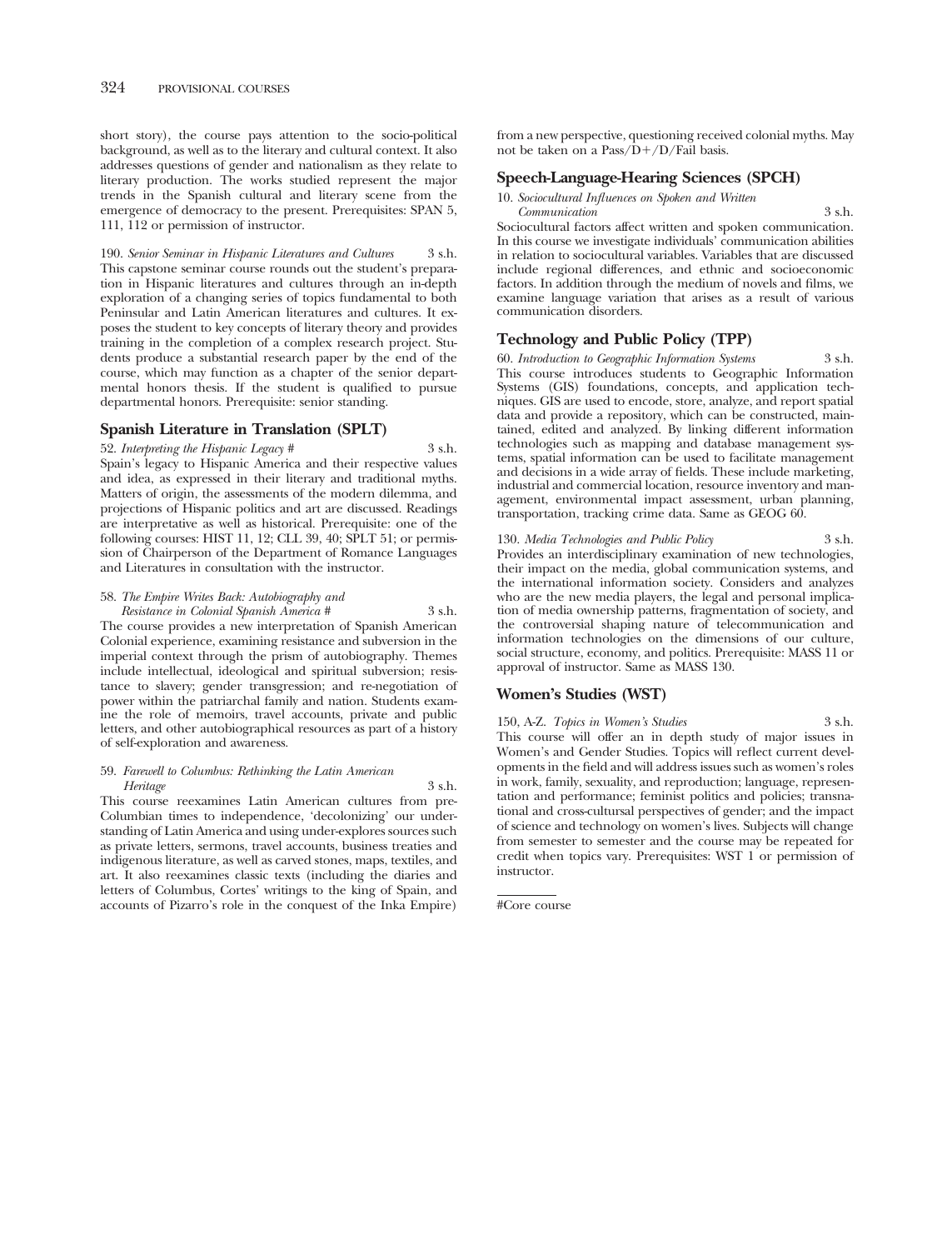short story), the course pays attention to the socio-political background, as well as to the literary and cultural context. It also addresses questions of gender and nationalism as they relate to literary production. The works studied represent the major trends in the Spanish cultural and literary scene from the emergence of democracy to the present. Prerequisites: SPAN 5, 111, 112 or permission of instructor.

190. *Senior Seminar in Hispanic Literatures and Cultures* 3 s.h.
This capstone seminar course rounds out the student's preparation in Hispanic literatures and cultures through an in-depth exploration of a changing series of topics fundamental to both Peninsular and Latin American literatures and cultures. It exposes the student to key concepts of literary theory and provides training in the completion of a complex research project. Students produce a substantial research paper by the end of the course, which may function as a chapter of the senior departmental honors thesis. If the student is qualified to pursue departmental honors. Prerequisite: senior standing.

## Spanish Literature in Translation (SPLT)

52. *Interpreting the Hispanic Legacy #* 3 s.h.
Spain's legacy to Hispanic America and their respective values and idea, as expressed in their literary and traditional myths. Matters of origin, the assessments of the modern dilemma, and projections of Hispanic politics and art are discussed. Readings are interpretative as well as historical. Prerequisite: one of the following courses: HIST 11, 12; CLL 39, 40; SPLT 51; or permission of Chairperson of the Department of Romance Languages and Literatures in consultation with the instructor.

58. *The Empire Writes Back: Autobiography and Resistance in Colonial Spanish America #* 3 s.h.
The course provides a new interpretation of Spanish American Colonial experience, examining resistance and subversion in the imperial context through the prism of autobiography. Themes include intellectual, ideological and spiritual subversion; resistance to slavery; gender transgression; and re-negotiation of power within the patriarchal family and nation. Students examine the role of memoirs, travel accounts, private and public letters, and other autobiographical resources as part of a history of self-exploration and awareness.

59. *Farewell to Columbus: Rethinking the Latin American Heritage* 3 s.h.
This course reexamines Latin American cultures from pre-Columbian times to independence, 'decolonizing' our understanding of Latin America and using under-exploress sources such as private letters, sermons, travel accounts, business treaties and indigenous literature, as well as carved stones, maps, textiles, and art. It also reexamines classic texts (including the diaries and letters of Columbus, Cortes' writings to the king of Spain, and accounts of Pizarro's role in the conquest of the Inka Empire) from a new perspective, questioning received colonial myths. May not be taken on a Pass/D+/D/Fail basis.

## Speech-Language-Hearing Sciences (SPCH)

10. *Sociocultural Influences on Spoken and Written Communication* 3 s.h.
Sociocultural factors affect written and spoken communication. In this course we investigate individuals' communication abilities in relation to sociocultural variables. Variables that are discussed include regional differences, and ethnic and socioeconomic factors. In addition through the medium of novels and films, we examine language variation that arises as a result of various communication disorders.

## Technology and Public Policy (TPP)

60. *Introduction to Geographic Information Systems* 3 s.h.
This course introduces students to Geographic Information Systems (GIS) foundations, concepts, and application techniques. GIS are used to encode, store, analyze, and report spatial data and provide a repository, which can be constructed, maintained, edited and analyzed. By linking different information technologies such as mapping and database management systems, spatial information can be used to facilitate management and decisions in a wide array of fields. These include marketing, industrial and commercial location, resource inventory and management, environmental impact assessment, urban planning, transportation, tracking crime data. Same as GEOG 60.

130. *Media Technologies and Public Policy* 3 s.h.
Provides an interdisciplinary examination of new technologies, their impact on the media, global communication systems, and the international information society. Considers and analyzes who are the new media players, the legal and personal implication of media ownership patterns, fragmentation of society, and the controversial shaping nature of telecommunication and information technologies on the dimensions of our culture, social structure, economy, and politics. Prerequisite: MASS 11 or approval of instructor. Same as MASS 130.

## Women's Studies (WST)

150, A-Z. *Topics in Women's Studies* 3 s.h.
This course will offer an in depth study of major issues in Women's and Gender Studies. Topics will reflect current developments in the field and will address issues such as women's roles in work, family, sexuality, and reproduction; language, representation and performance; feminist politics and policies; transnational and cross-cultursal perspectives of gender; and the impact of science and technology on women's lives. Subjects will change from semester to semester and the course may be repeated for credit when topics vary. Prerequisites: WST 1 or permission of instructor.

#Core course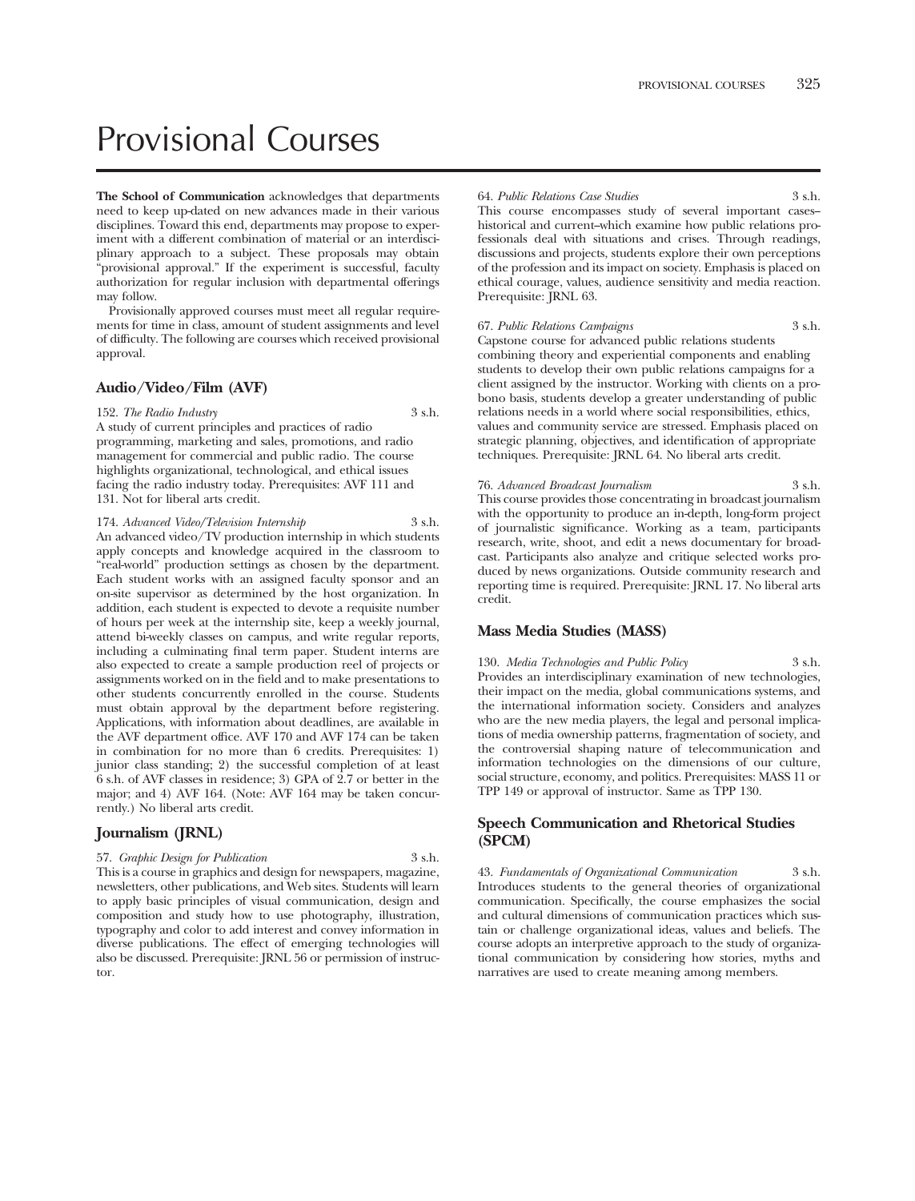# Provisional Courses

**The School of Communication** acknowledges that departments need to keep up-dated on new advances made in their various disciplines. Toward this end, departments may propose to experiment with a different combination of material or an interdisciplinary approach to a subject. These proposals may obtain "provisional approval." If the experiment is successful, faculty authorization for regular inclusion with departmental offerings may follow.

Provisionally approved courses must meet all regular requirements for time in class, amount of student assignments and level of difficulty. The following are courses which received provisional approval.

## Audio/Video/Film (AVF)

152. *The Radio Industry* 3 s.h.
A study of current principles and practices of radio programming, marketing and sales, promotions, and radio management for commercial and public radio. The course highlights organizational, technological, and ethical issues facing the radio industry today. Prerequisites: AVF 111 and 131. Not for liberal arts credit.

174. *Advanced Video/Television Internship* 3 s.h.
An advanced video/TV production internship in which students apply concepts and knowledge acquired in the classroom to "real-world" production settings as chosen by the department. Each student works with an assigned faculty sponsor and an on-site supervisor as determined by the host organization. In addition, each student is expected to devote a requisite number of hours per week at the internship site, keep a weekly journal, attend bi-weekly classes on campus, and write regular reports, including a culminating final term paper. Student interns are also expected to create a sample production reel of projects or assignments worked on in the field and to make presentations to other students concurrently enrolled in the course. Students must obtain approval by the department before registering. Applications, with information about deadlines, are available in the AVF department office. AVF 170 and AVF 174 can be taken in combination for no more than 6 credits. Prerequisites: 1) junior class standing; 2) the successful completion of at least 6 s.h. of AVF classes in residence; 3) GPA of 2.7 or better in the major; and 4) AVF 164. (Note: AVF 164 may be taken concurrently.) No liberal arts credit.

## Journalism (JRNL)

57. *Graphic Design for Publication* 3 s.h.
This is a course in graphics and design for newspapers, magazine, newsletters, other publications, and Web sites. Students will learn to apply basic principles of visual communication, design and composition and study how to use photography, illustration, typography and color to add interest and convey information in diverse publications. The effect of emerging technologies will also be discussed. Prerequisite: JRNL 56 or permission of instructor.

64. *Public Relations Case Studies* 3 s.h.
This course encompasses study of several important cases–historical and current–which examine how public relations professionals deal with situations and crises. Through readings, discussions and projects, students explore their own perceptions of the profession and its impact on society. Emphasis is placed on ethical courage, values, audience sensitivity and media reaction. Prerequisite: JRNL 63.

67. *Public Relations Campaigns* 3 s.h.
Capstone course for advanced public relations students combining theory and experiential components and enabling students to develop their own public relations campaigns for a client assigned by the instructor. Working with clients on a pro-bono basis, students develop a greater understanding of public relations needs in a world where social responsibilities, ethics, values and community service are stressed. Emphasis placed on strategic planning, objectives, and identification of appropriate techniques. Prerequisite: JRNL 64. No liberal arts credit.

76. *Advanced Broadcast Journalism* 3 s.h.
This course provides those concentrating in broadcast journalism with the opportunity to produce an in-depth, long-form project of journalistic significance. Working as a team, participants research, write, shoot, and edit a news documentary for broadcast. Participants also analyze and critique selected works produced by news organizations. Outside community research and reporting time is required. Prerequisite: JRNL 17. No liberal arts credit.

## Mass Media Studies (MASS)

130. *Media Technologies and Public Policy* 3 s.h.
Provides an interdisciplinary examination of new technologies, their impact on the media, global communications systems, and the international information society. Considers and analyzes who are the new media players, the legal and personal implications of media ownership patterns, fragmentation of society, and the controversial shaping nature of telecommunication and information technologies on the dimensions of our culture, social structure, economy, and politics. Prerequisites: MASS 11 or TPP 149 or approval of instructor. Same as TPP 130.

## Speech Communication and Rhetorical Studies (SPCM)

43. *Fundamentals of Organizational Communication* 3 s.h.
Introduces students to the general theories of organizational communication. Specifically, the course emphasizes the social and cultural dimensions of communication practices which sustain or challenge organizational ideas, values and beliefs. The course adopts an interpretive approach to the study of organizational communication by considering how stories, myths and narratives are used to create meaning among members.